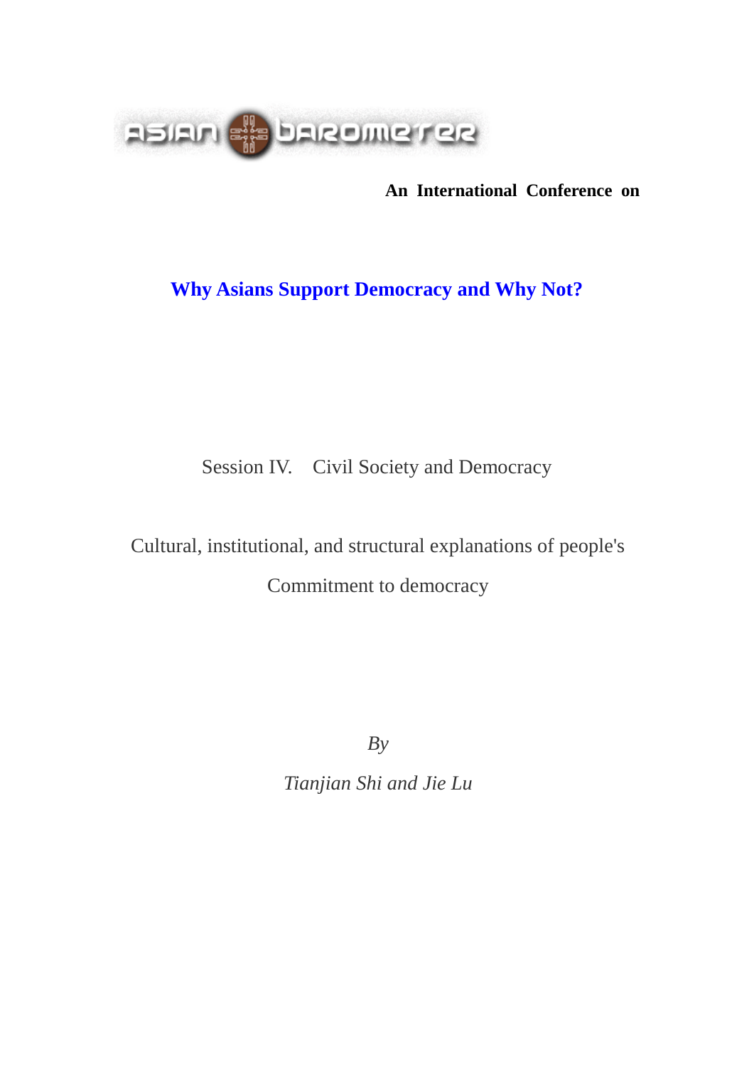ASIAN BAROMETER

**An International Conference on**

# Why Asians Support Democracy and Why Not?

Session IV. Civil Society and Democracy

Cultural, institutional, and structural explanations of people's

Commitment to democracy

*By*

*Tianjian Shi and Jie Lu*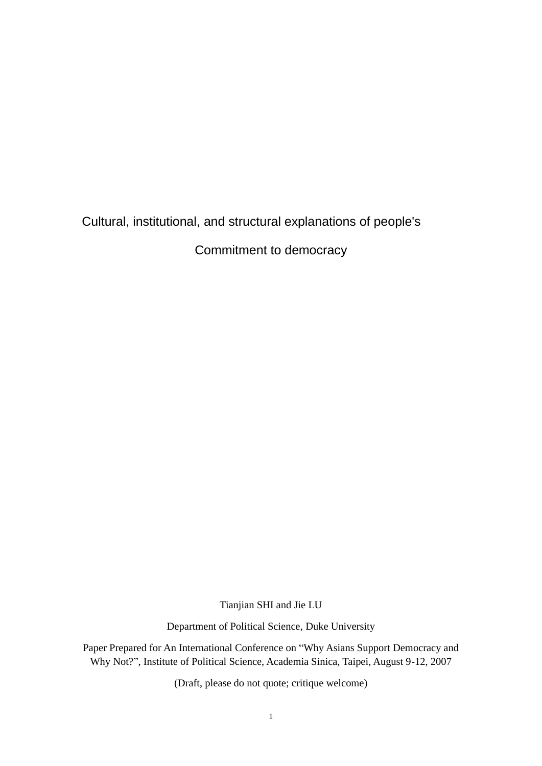# Cultural, institutional, and structural explanations of people's Commitment to democracy

Tianjian SHI and Jie LU

Department of Political Science, Duke University

Paper Prepared for An International Conference on "Why Asians Support Democracy and Why Not?", Institute of Political Science, Academia Sinica, Taipei, August 9-12, 2007

(Draft, please do not quote; critique welcome)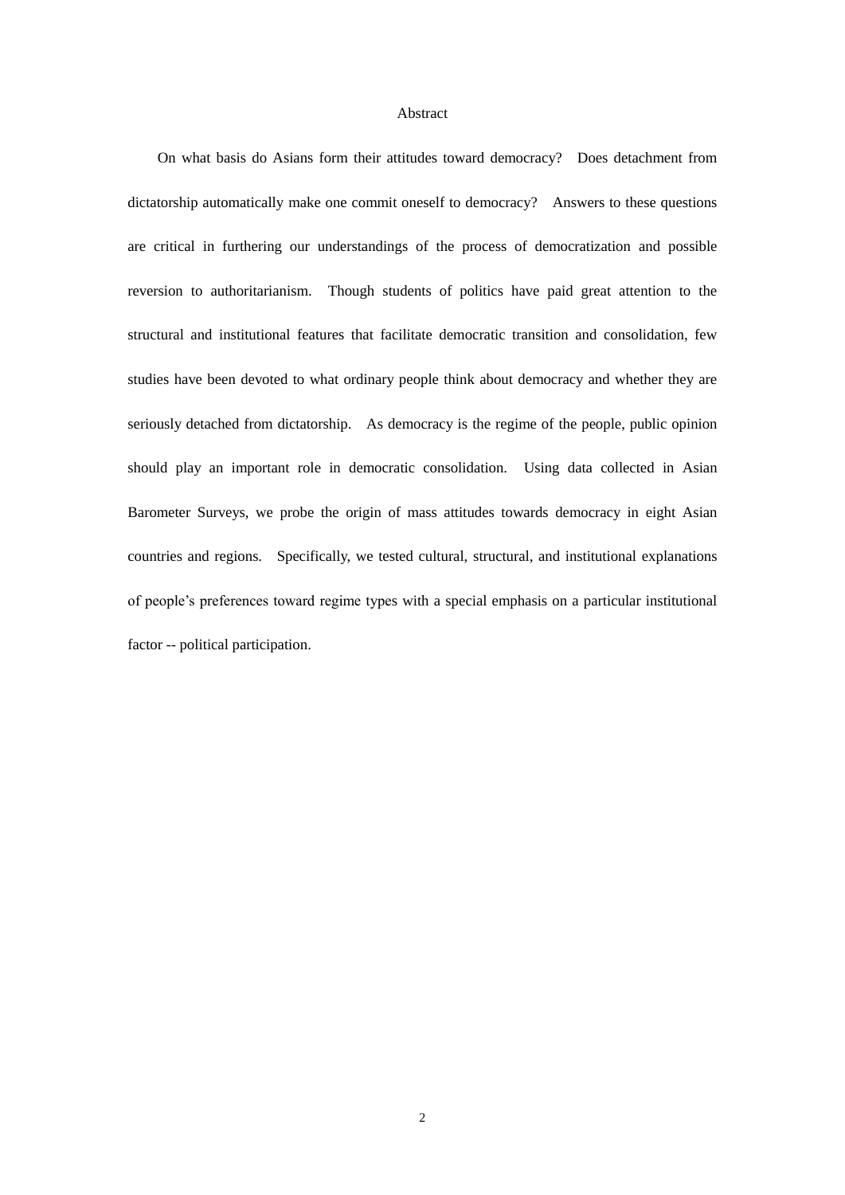# Abstract

On what basis do Asians form their attitudes toward democracy? Does detachment from dictatorship automatically make one commit oneself to democracy? Answers to these questions are critical in furthering our understandings of the process of democratization and possible reversion to authoritarianism. Though students of politics have paid great attention to the structural and institutional features that facilitate democratic transition and consolidation, few studies have been devoted to what ordinary people think about democracy and whether they are seriously detached from dictatorship. As democracy is the regime of the people, public opinion should play an important role in democratic consolidation. Using data collected in Asian Barometer Surveys, we probe the origin of mass attitudes towards democracy in eight Asian countries and regions. Specifically, we tested cultural, structural, and institutional explanations of people's preferences toward regime types with a special emphasis on a particular institutional factor -- political participation.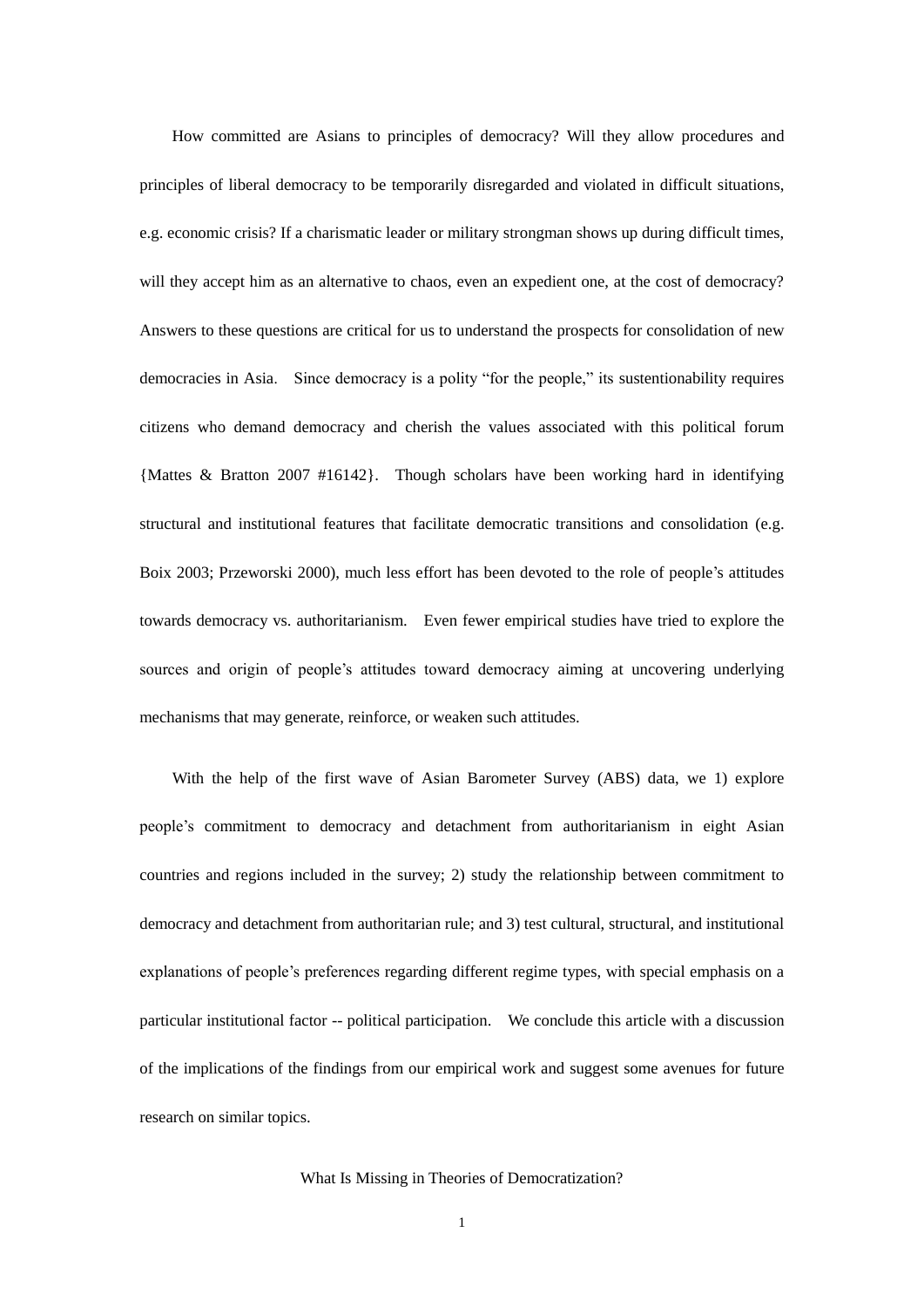How committed are Asians to principles of democracy? Will they allow procedures and principles of liberal democracy to be temporarily disregarded and violated in difficult situations, e.g. economic crisis? If a charismatic leader or military strongman shows up during difficult times, will they accept him as an alternative to chaos, even an expedient one, at the cost of democracy? Answers to these questions are critical for us to understand the prospects for consolidation of new democracies in Asia. Since democracy is a polity "for the people," its sustentionability requires citizens who demand democracy and cherish the values associated with this political forum {Mattes & Bratton 2007 #16142}. Though scholars have been working hard in identifying structural and institutional features that facilitate democratic transitions and consolidation (e.g. Boix 2003; Przeworski 2000), much less effort has been devoted to the role of people's attitudes towards democracy vs. authoritarianism. Even fewer empirical studies have tried to explore the sources and origin of people's attitudes toward democracy aiming at uncovering underlying mechanisms that may generate, reinforce, or weaken such attitudes.

With the help of the first wave of Asian Barometer Survey (ABS) data, we 1) explore people's commitment to democracy and detachment from authoritarianism in eight Asian countries and regions included in the survey; 2) study the relationship between commitment to democracy and detachment from authoritarian rule; and 3) test cultural, structural, and institutional explanations of people's preferences regarding different regime types, with special emphasis on a particular institutional factor -- political participation. We conclude this article with a discussion of the implications of the findings from our empirical work and suggest some avenues for future research on similar topics.

## What Is Missing in Theories of Democratization?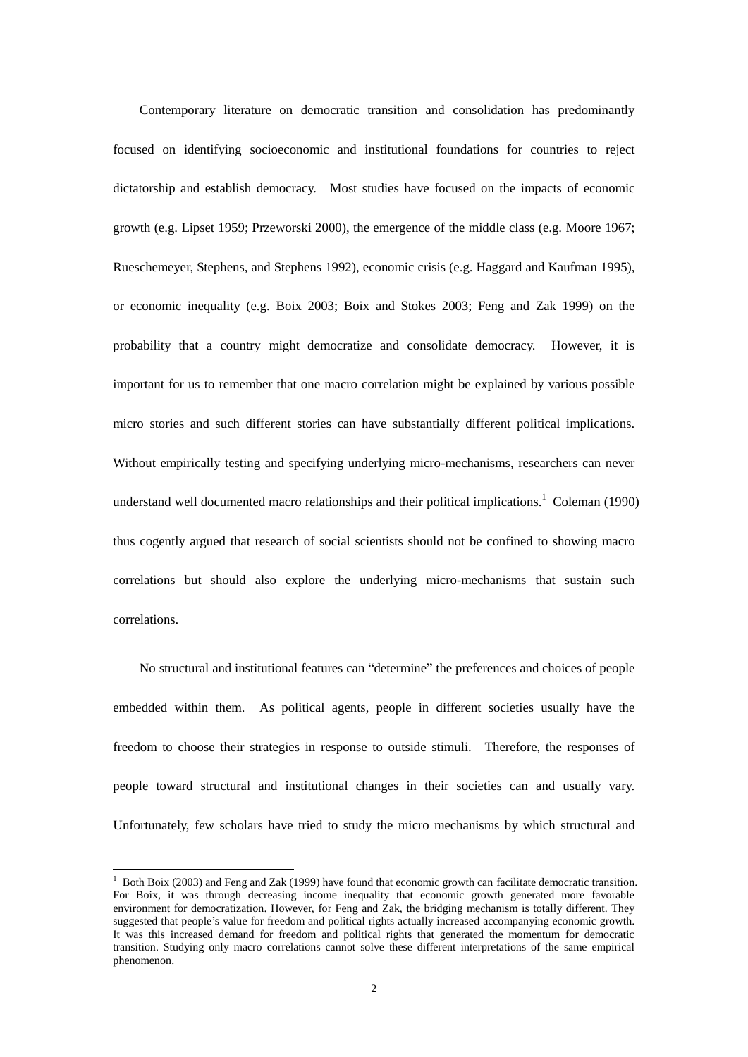Contemporary literature on democratic transition and consolidation has predominantly focused on identifying socioeconomic and institutional foundations for countries to reject dictatorship and establish democracy. Most studies have focused on the impacts of economic growth (e.g. Lipset 1959; Przeworski 2000), the emergence of the middle class (e.g. Moore 1967; Rueschemeyer, Stephens, and Stephens 1992), economic crisis (e.g. Haggard and Kaufman 1995), or economic inequality (e.g. Boix 2003; Boix and Stokes 2003; Feng and Zak 1999) on the probability that a country might democratize and consolidate democracy. However, it is important for us to remember that one macro correlation might be explained by various possible micro stories and such different stories can have substantially different political implications. Without empirically testing and specifying underlying micro-mechanisms, researchers can never understand well documented macro relationships and their political implications.[1] Coleman (1990) thus cogently argued that research of social scientists should not be confined to showing macro correlations but should also explore the underlying micro-mechanisms that sustain such correlations.

No structural and institutional features can "determine" the preferences and choices of people embedded within them. As political agents, people in different societies usually have the freedom to choose their strategies in response to outside stimuli. Therefore, the responses of people toward structural and institutional changes in their societies can and usually vary. Unfortunately, few scholars have tried to study the micro mechanisms by which structural and

---

[1] Both Boix (2003) and Feng and Zak (1999) have found that economic growth can facilitate democratic transition. For Boix, it was through decreasing income inequality that economic growth generated more favorable environment for democratization. However, for Feng and Zak, the bridging mechanism is totally different. They suggested that people's value for freedom and political rights actually increased accompanying economic growth. It was this increased demand for freedom and political rights that generated the momentum for democratic transition. Studying only macro correlations cannot solve these different interpretations of the same empirical phenomenon.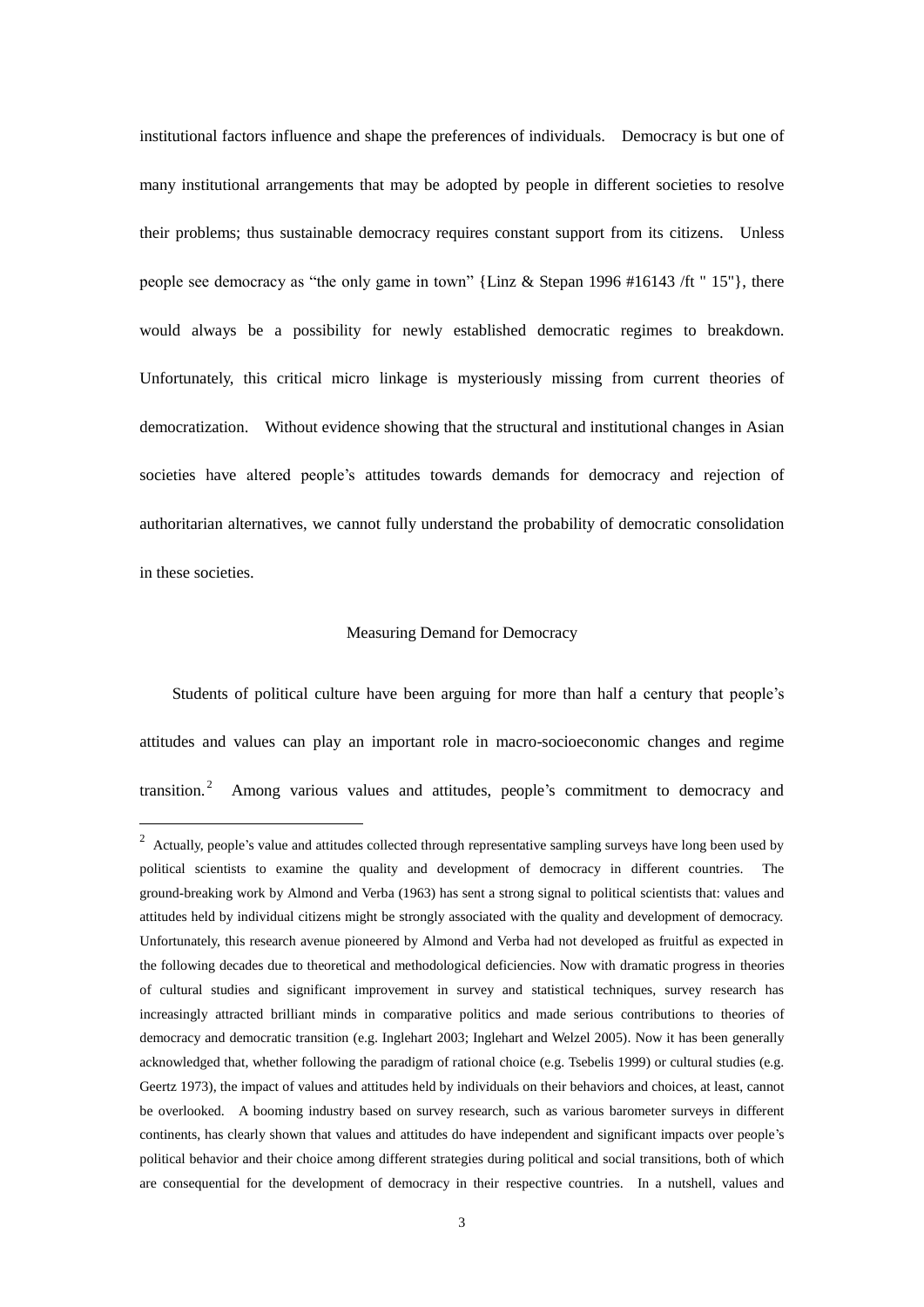institutional factors influence and shape the preferences of individuals. Democracy is but one of many institutional arrangements that may be adopted by people in different societies to resolve their problems; thus sustainable democracy requires constant support from its citizens. Unless people see democracy as "the only game in town" {Linz & Stepan 1996 #16143 /ft " 15"}, there would always be a possibility for newly established democratic regimes to breakdown. Unfortunately, this critical micro linkage is mysteriously missing from current theories of democratization. Without evidence showing that the structural and institutional changes in Asian societies have altered people's attitudes towards demands for democracy and rejection of authoritarian alternatives, we cannot fully understand the probability of democratic consolidation in these societies.

## Measuring Demand for Democracy

Students of political culture have been arguing for more than half a century that people's attitudes and values can play an important role in macro-socioeconomic changes and regime transition.[2] Among various values and attitudes, people's commitment to democracy and

---

[2] Actually, people's value and attitudes collected through representative sampling surveys have long been used by political scientists to examine the quality and development of democracy in different countries. The ground-breaking work by Almond and Verba (1963) has sent a strong signal to political scientists that: values and attitudes held by individual citizens might be strongly associated with the quality and development of democracy. Unfortunately, this research avenue pioneered by Almond and Verba had not developed as fruitful as expected in the following decades due to theoretical and methodological deficiencies. Now with dramatic progress in theories of cultural studies and significant improvement in survey and statistical techniques, survey research has increasingly attracted brilliant minds in comparative politics and made serious contributions to theories of democracy and democratic transition (e.g. Inglehart 2003; Inglehart and Welzel 2005). Now it has been generally acknowledged that, whether following the paradigm of rational choice (e.g. Tsebelis 1999) or cultural studies (e.g. Geertz 1973), the impact of values and attitudes held by individuals on their behaviors and choices, at least, cannot be overlooked. A booming industry based on survey research, such as various barometer surveys in different continents, has clearly shown that values and attitudes do have independent and significant impacts over people's political behavior and their choice among different strategies during political and social transitions, both of which are consequential for the development of democracy in their respective countries. In a nutshell, values and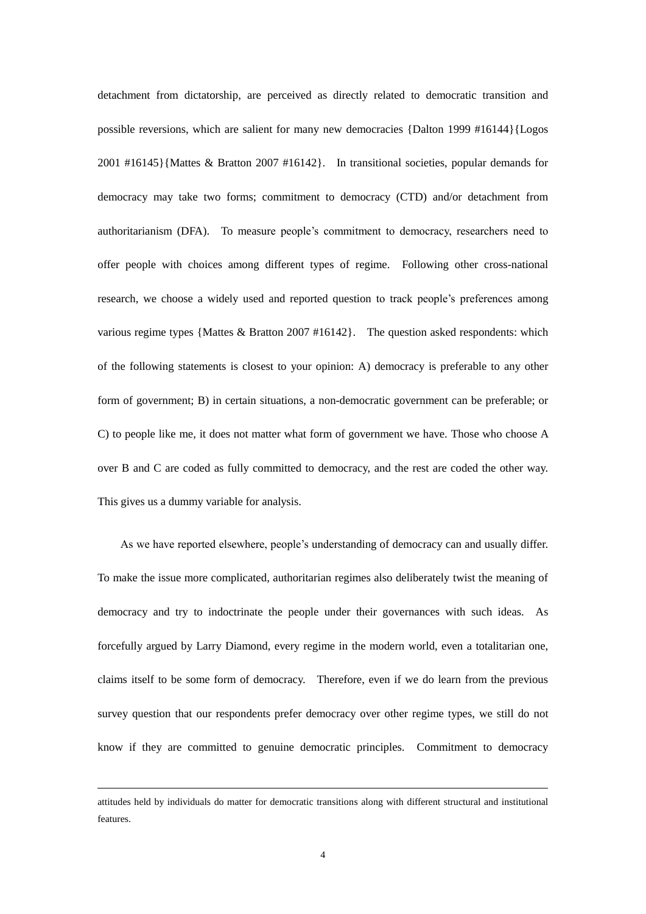detachment from dictatorship, are perceived as directly related to democratic transition and possible reversions, which are salient for many new democracies {Dalton 1999 #16144}{Logos 2001 #16145}{Mattes & Bratton 2007 #16142}. In transitional societies, popular demands for democracy may take two forms; commitment to democracy (CTD) and/or detachment from authoritarianism (DFA). To measure people's commitment to democracy, researchers need to offer people with choices among different types of regime. Following other cross-national research, we choose a widely used and reported question to track people's preferences among various regime types {Mattes & Bratton 2007 #16142}. The question asked respondents: which of the following statements is closest to your opinion: A) democracy is preferable to any other form of government; B) in certain situations, a non-democratic government can be preferable; or C) to people like me, it does not matter what form of government we have. Those who choose A over B and C are coded as fully committed to democracy, and the rest are coded the other way. This gives us a dummy variable for analysis.

As we have reported elsewhere, people's understanding of democracy can and usually differ. To make the issue more complicated, authoritarian regimes also deliberately twist the meaning of democracy and try to indoctrinate the people under their governances with such ideas. As forcefully argued by Larry Diamond, every regime in the modern world, even a totalitarian one, claims itself to be some form of democracy. Therefore, even if we do learn from the previous survey question that our respondents prefer democracy over other regime types, we still do not know if they are committed to genuine democratic principles. Commitment to democracy

---

attitudes held by individuals do matter for democratic transitions along with different structural and institutional features.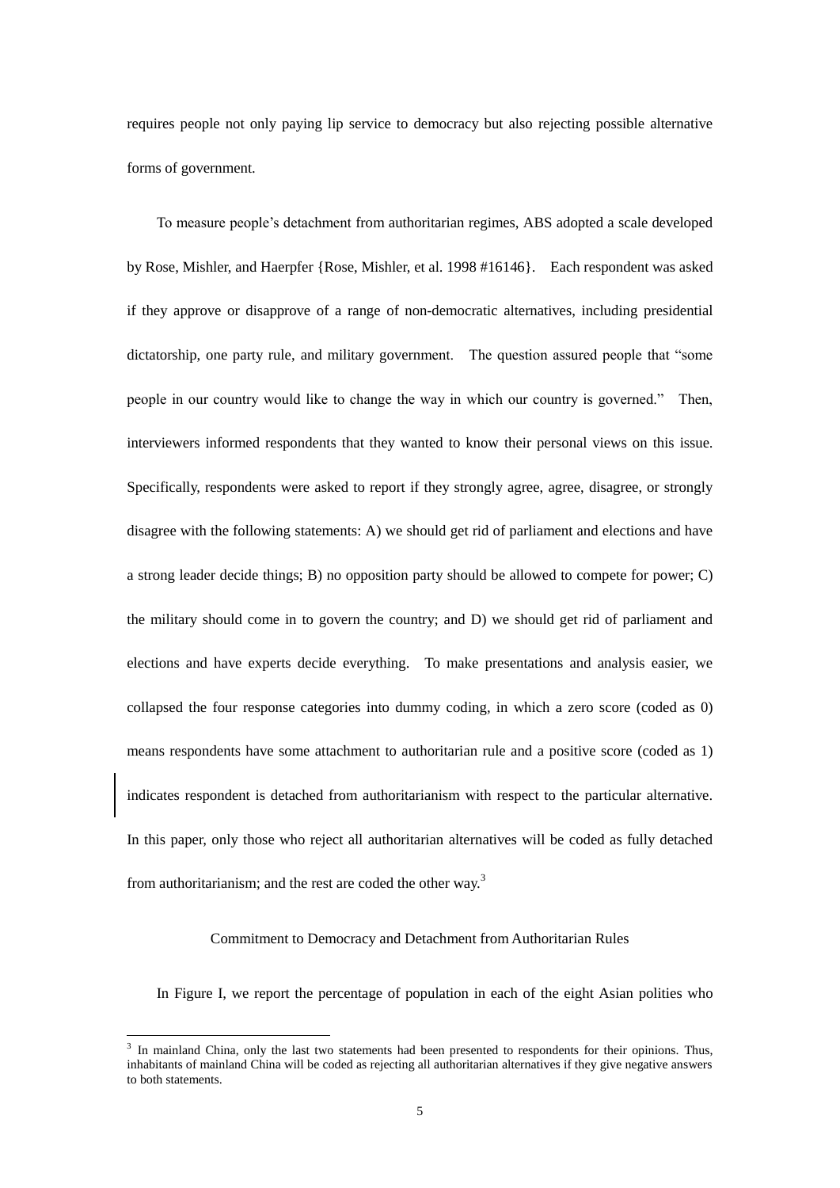requires people not only paying lip service to democracy but also rejecting possible alternative forms of government.

To measure people's detachment from authoritarian regimes, ABS adopted a scale developed by Rose, Mishler, and Haerpfer {Rose, Mishler, et al. 1998 #16146}. Each respondent was asked if they approve or disapprove of a range of non-democratic alternatives, including presidential dictatorship, one party rule, and military government. The question assured people that "some people in our country would like to change the way in which our country is governed." Then, interviewers informed respondents that they wanted to know their personal views on this issue. Specifically, respondents were asked to report if they strongly agree, agree, disagree, or strongly disagree with the following statements: A) we should get rid of parliament and elections and have a strong leader decide things; B) no opposition party should be allowed to compete for power; C) the military should come in to govern the country; and D) we should get rid of parliament and elections and have experts decide everything. To make presentations and analysis easier, we collapsed the four response categories into dummy coding, in which a zero score (coded as 0) means respondents have some attachment to authoritarian rule and a positive score (coded as 1) indicates respondent is detached from authoritarianism with respect to the particular alternative. In this paper, only those who reject all authoritarian alternatives will be coded as fully detached from authoritarianism; and the rest are coded the other way.[3]

## Commitment to Democracy and Detachment from Authoritarian Rules

In Figure I, we report the percentage of population in each of the eight Asian polities who

[3] In mainland China, only the last two statements had been presented to respondents for their opinions. Thus, inhabitants of mainland China will be coded as rejecting all authoritarian alternatives if they give negative answers to both statements.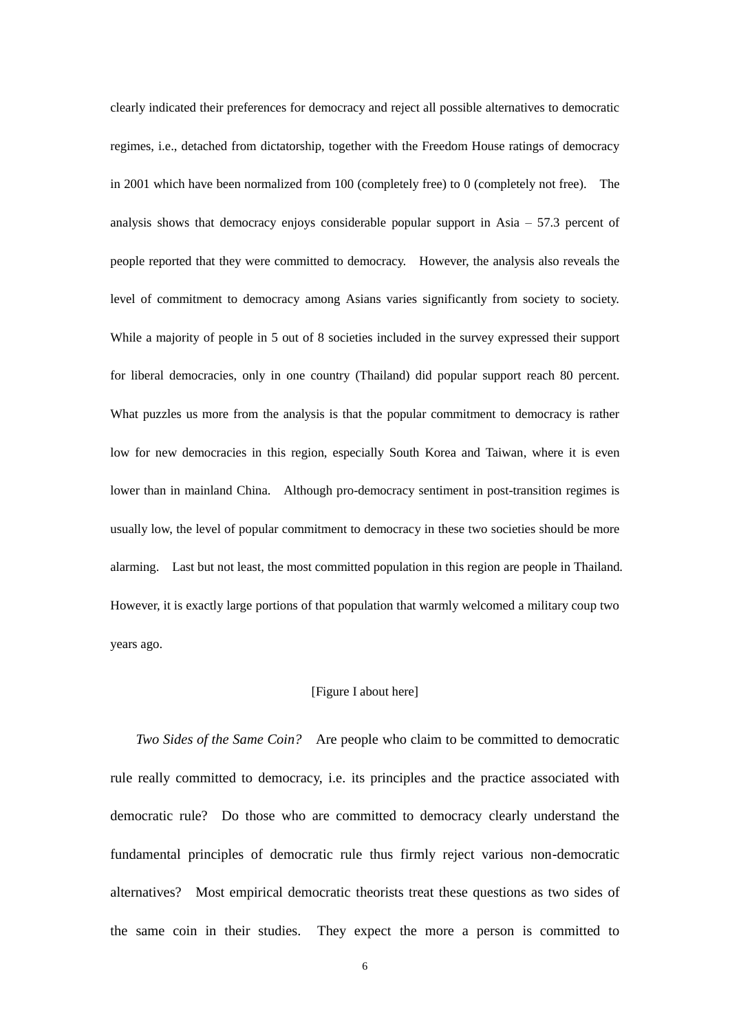clearly indicated their preferences for democracy and reject all possible alternatives to democratic regimes, i.e., detached from dictatorship, together with the Freedom House ratings of democracy in 2001 which have been normalized from 100 (completely free) to 0 (completely not free). The analysis shows that democracy enjoys considerable popular support in Asia – 57.3 percent of people reported that they were committed to democracy. However, the analysis also reveals the level of commitment to democracy among Asians varies significantly from society to society. While a majority of people in 5 out of 8 societies included in the survey expressed their support for liberal democracies, only in one country (Thailand) did popular support reach 80 percent. What puzzles us more from the analysis is that the popular commitment to democracy is rather low for new democracies in this region, especially South Korea and Taiwan, where it is even lower than in mainland China. Although pro-democracy sentiment in post-transition regimes is usually low, the level of popular commitment to democracy in these two societies should be more alarming. Last but not least, the most committed population in this region are people in Thailand. However, it is exactly large portions of that population that warmly welcomed a military coup two years ago.

[Figure I about here]

*Two Sides of the Same Coin?* Are people who claim to be committed to democratic rule really committed to democracy, i.e. its principles and the practice associated with democratic rule? Do those who are committed to democracy clearly understand the fundamental principles of democratic rule thus firmly reject various non-democratic alternatives? Most empirical democratic theorists treat these questions as two sides of the same coin in their studies. They expect the more a person is committed to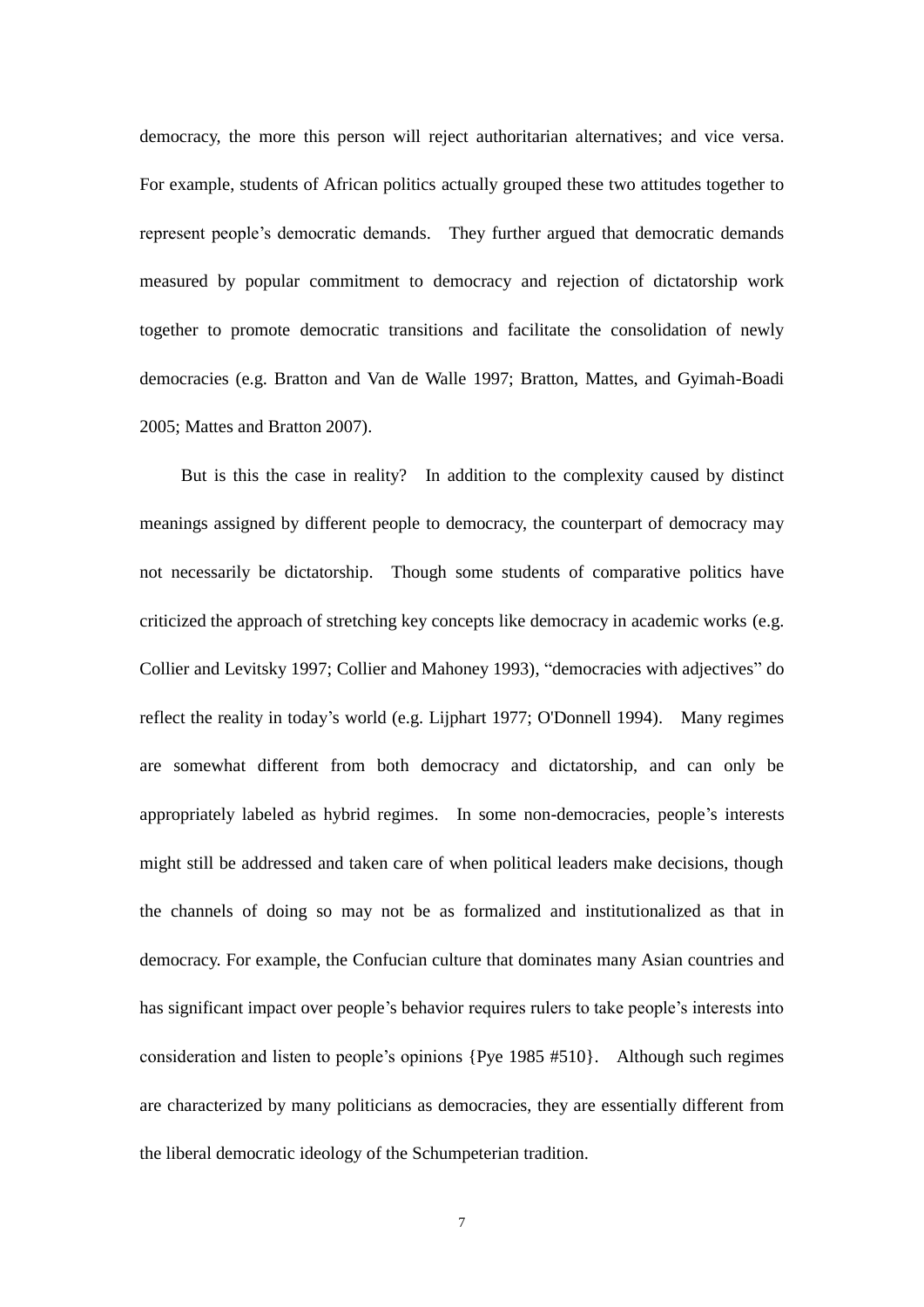democracy, the more this person will reject authoritarian alternatives; and vice versa. For example, students of African politics actually grouped these two attitudes together to represent people's democratic demands. They further argued that democratic demands measured by popular commitment to democracy and rejection of dictatorship work together to promote democratic transitions and facilitate the consolidation of newly democracies (e.g. Bratton and Van de Walle 1997; Bratton, Mattes, and Gyimah-Boadi 2005; Mattes and Bratton 2007).

But is this the case in reality? In addition to the complexity caused by distinct meanings assigned by different people to democracy, the counterpart of democracy may not necessarily be dictatorship. Though some students of comparative politics have criticized the approach of stretching key concepts like democracy in academic works (e.g. Collier and Levitsky 1997; Collier and Mahoney 1993), "democracies with adjectives" do reflect the reality in today's world (e.g. Lijphart 1977; O'Donnell 1994). Many regimes are somewhat different from both democracy and dictatorship, and can only be appropriately labeled as hybrid regimes. In some non-democracies, people's interests might still be addressed and taken care of when political leaders make decisions, though the channels of doing so may not be as formalized and institutionalized as that in democracy. For example, the Confucian culture that dominates many Asian countries and has significant impact over people's behavior requires rulers to take people's interests into consideration and listen to people's opinions {Pye 1985 #510}. Although such regimes are characterized by many politicians as democracies, they are essentially different from the liberal democratic ideology of the Schumpeterian tradition.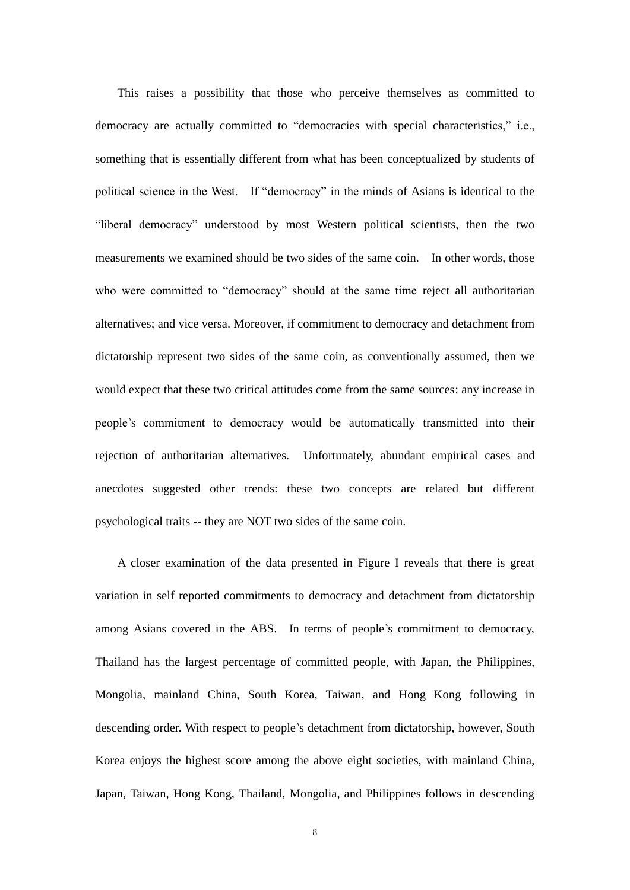This raises a possibility that those who perceive themselves as committed to democracy are actually committed to "democracies with special characteristics," i.e., something that is essentially different from what has been conceptualized by students of political science in the West. If "democracy" in the minds of Asians is identical to the "liberal democracy" understood by most Western political scientists, then the two measurements we examined should be two sides of the same coin. In other words, those who were committed to "democracy" should at the same time reject all authoritarian alternatives; and vice versa. Moreover, if commitment to democracy and detachment from dictatorship represent two sides of the same coin, as conventionally assumed, then we would expect that these two critical attitudes come from the same sources: any increase in people's commitment to democracy would be automatically transmitted into their rejection of authoritarian alternatives. Unfortunately, abundant empirical cases and anecdotes suggested other trends: these two concepts are related but different psychological traits -- they are NOT two sides of the same coin.

A closer examination of the data presented in Figure I reveals that there is great variation in self reported commitments to democracy and detachment from dictatorship among Asians covered in the ABS. In terms of people's commitment to democracy, Thailand has the largest percentage of committed people, with Japan, the Philippines, Mongolia, mainland China, South Korea, Taiwan, and Hong Kong following in descending order. With respect to people's detachment from dictatorship, however, South Korea enjoys the highest score among the above eight societies, with mainland China, Japan, Taiwan, Hong Kong, Thailand, Mongolia, and Philippines follows in descending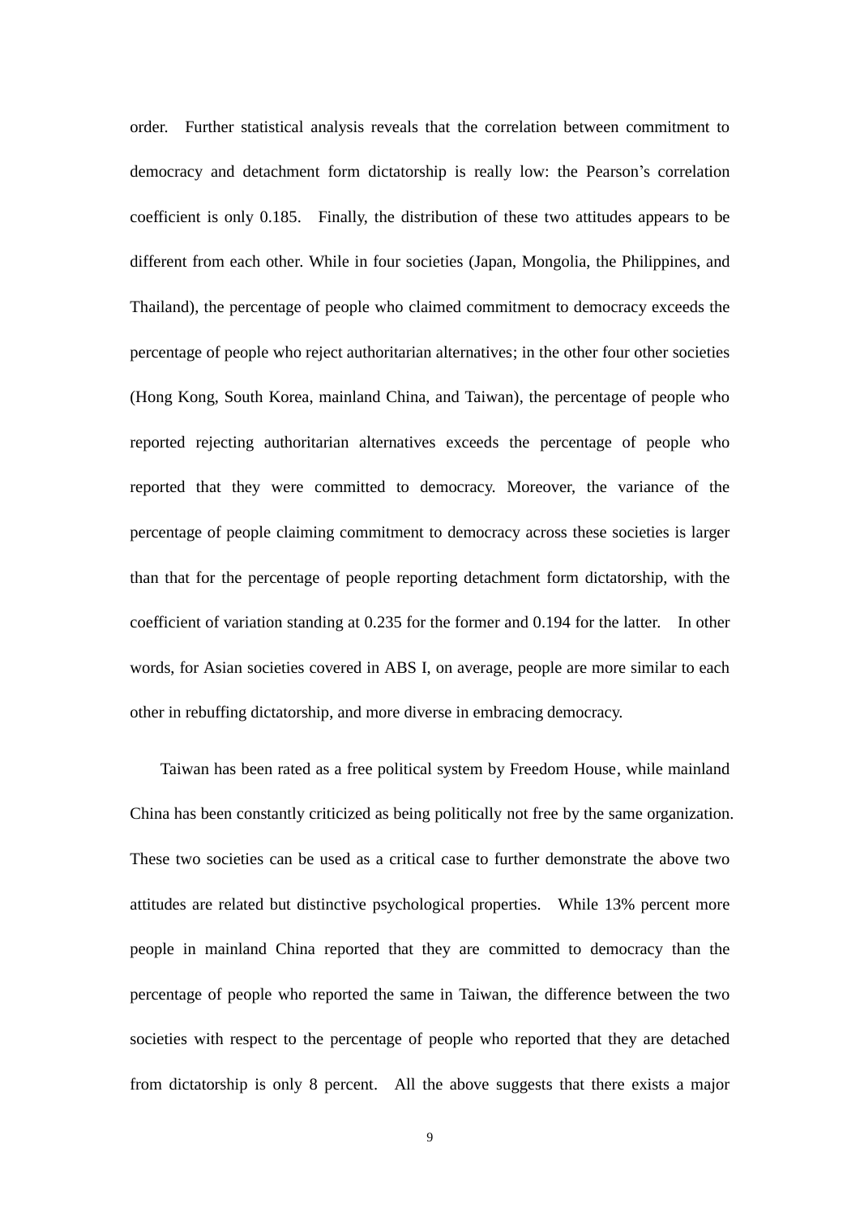order. Further statistical analysis reveals that the correlation between commitment to democracy and detachment form dictatorship is really low: the Pearson's correlation coefficient is only 0.185. Finally, the distribution of these two attitudes appears to be different from each other. While in four societies (Japan, Mongolia, the Philippines, and Thailand), the percentage of people who claimed commitment to democracy exceeds the percentage of people who reject authoritarian alternatives; in the other four other societies (Hong Kong, South Korea, mainland China, and Taiwan), the percentage of people who reported rejecting authoritarian alternatives exceeds the percentage of people who reported that they were committed to democracy. Moreover, the variance of the percentage of people claiming commitment to democracy across these societies is larger than that for the percentage of people reporting detachment form dictatorship, with the coefficient of variation standing at 0.235 for the former and 0.194 for the latter. In other words, for Asian societies covered in ABS I, on average, people are more similar to each other in rebuffing dictatorship, and more diverse in embracing democracy.

Taiwan has been rated as a free political system by Freedom House, while mainland China has been constantly criticized as being politically not free by the same organization. These two societies can be used as a critical case to further demonstrate the above two attitudes are related but distinctive psychological properties. While 13% percent more people in mainland China reported that they are committed to democracy than the percentage of people who reported the same in Taiwan, the difference between the two societies with respect to the percentage of people who reported that they are detached from dictatorship is only 8 percent. All the above suggests that there exists a major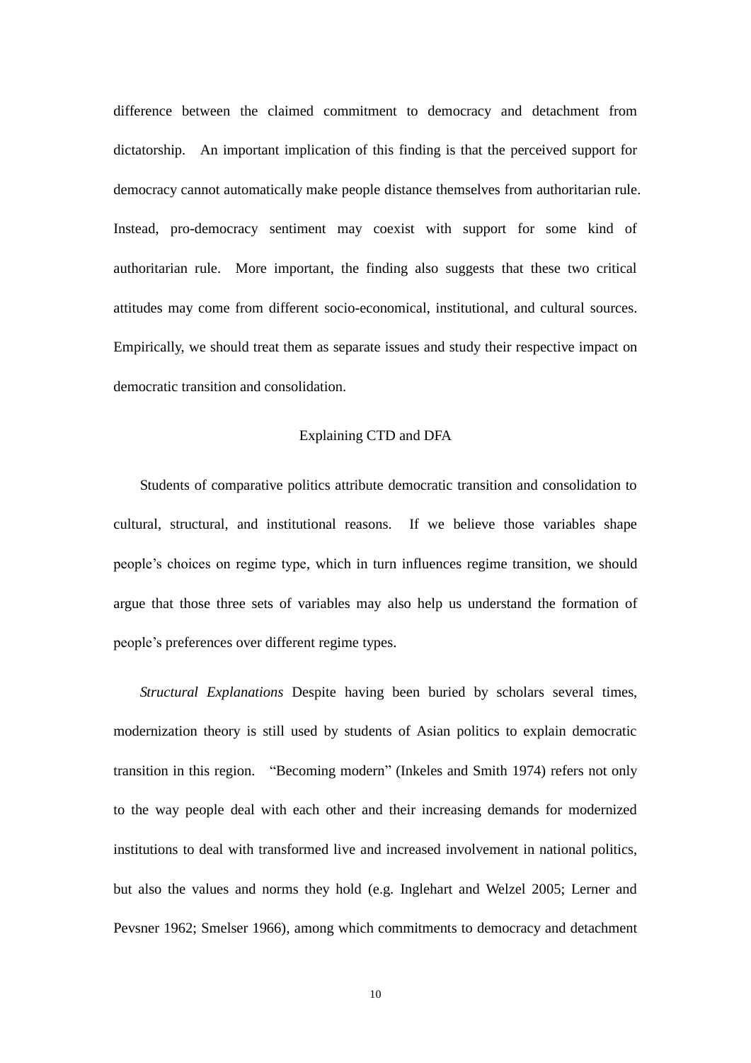difference between the claimed commitment to democracy and detachment from dictatorship. An important implication of this finding is that the perceived support for democracy cannot automatically make people distance themselves from authoritarian rule. Instead, pro-democracy sentiment may coexist with support for some kind of authoritarian rule. More important, the finding also suggests that these two critical attitudes may come from different socio-economical, institutional, and cultural sources. Empirically, we should treat them as separate issues and study their respective impact on democratic transition and consolidation.

## Explaining CTD and DFA

Students of comparative politics attribute democratic transition and consolidation to cultural, structural, and institutional reasons. If we believe those variables shape people's choices on regime type, which in turn influences regime transition, we should argue that those three sets of variables may also help us understand the formation of people's preferences over different regime types.

*Structural Explanations* Despite having been buried by scholars several times, modernization theory is still used by students of Asian politics to explain democratic transition in this region. "Becoming modern" (Inkeles and Smith 1974) refers not only to the way people deal with each other and their increasing demands for modernized institutions to deal with transformed live and increased involvement in national politics, but also the values and norms they hold (e.g. Inglehart and Welzel 2005; Lerner and Pevsner 1962; Smelser 1966), among which commitments to democracy and detachment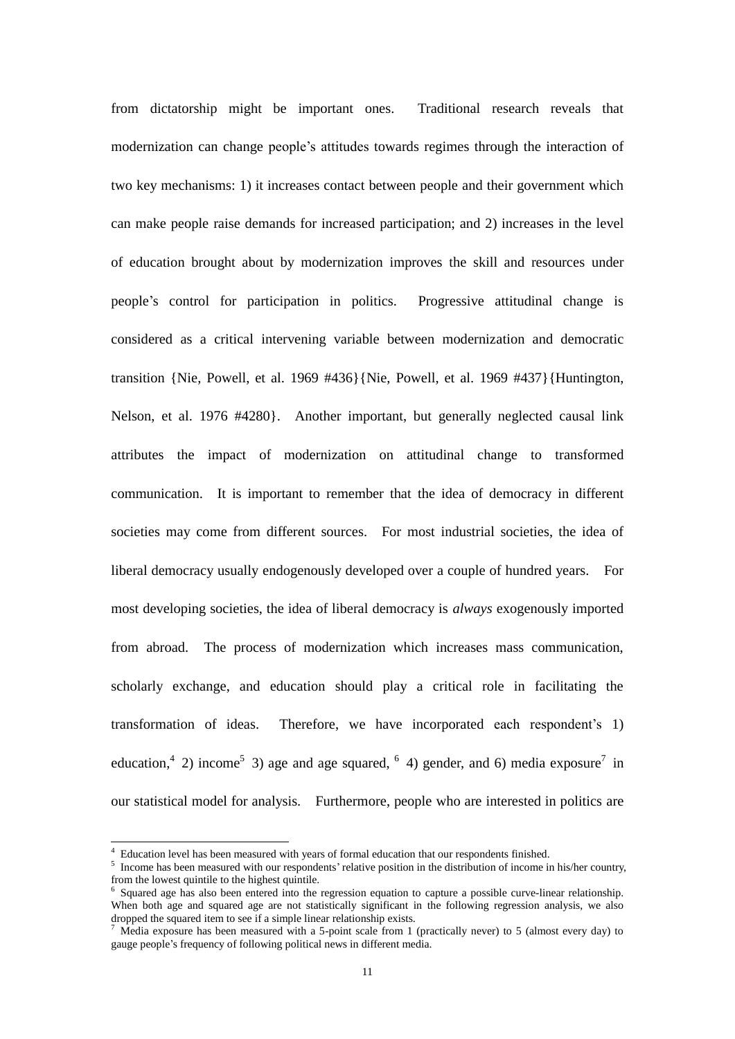from dictatorship might be important ones. Traditional research reveals that modernization can change people's attitudes towards regimes through the interaction of two key mechanisms: 1) it increases contact between people and their government which can make people raise demands for increased participation; and 2) increases in the level of education brought about by modernization improves the skill and resources under people's control for participation in politics. Progressive attitudinal change is considered as a critical intervening variable between modernization and democratic transition {Nie, Powell, et al. 1969 #436}{Nie, Powell, et al. 1969 #437}{Huntington, Nelson, et al. 1976 #4280}. Another important, but generally neglected causal link attributes the impact of modernization on attitudinal change to transformed communication. It is important to remember that the idea of democracy in different societies may come from different sources. For most industrial societies, the idea of liberal democracy usually endogenously developed over a couple of hundred years. For most developing societies, the idea of liberal democracy is *always* exogenously imported from abroad. The process of modernization which increases mass communication, scholarly exchange, and education should play a critical role in facilitating the transformation of ideas. Therefore, we have incorporated each respondent's 1) education,[4] 2) income[5] 3) age and age squared, [6] 4) gender, and 6) media exposure[7] in our statistical model for analysis. Furthermore, people who are interested in politics are

---

[4] Education level has been measured with years of formal education that our respondents finished.

[5] Income has been measured with our respondents' relative position in the distribution of income in his/her country, from the lowest quintile to the highest quintile.

[6] Squared age has also been entered into the regression equation to capture a possible curve-linear relationship. When both age and squared age are not statistically significant in the following regression analysis, we also dropped the squared item to see if a simple linear relationship exists.

[7] Media exposure has been measured with a 5-point scale from 1 (practically never) to 5 (almost every day) to gauge people's frequency of following political news in different media.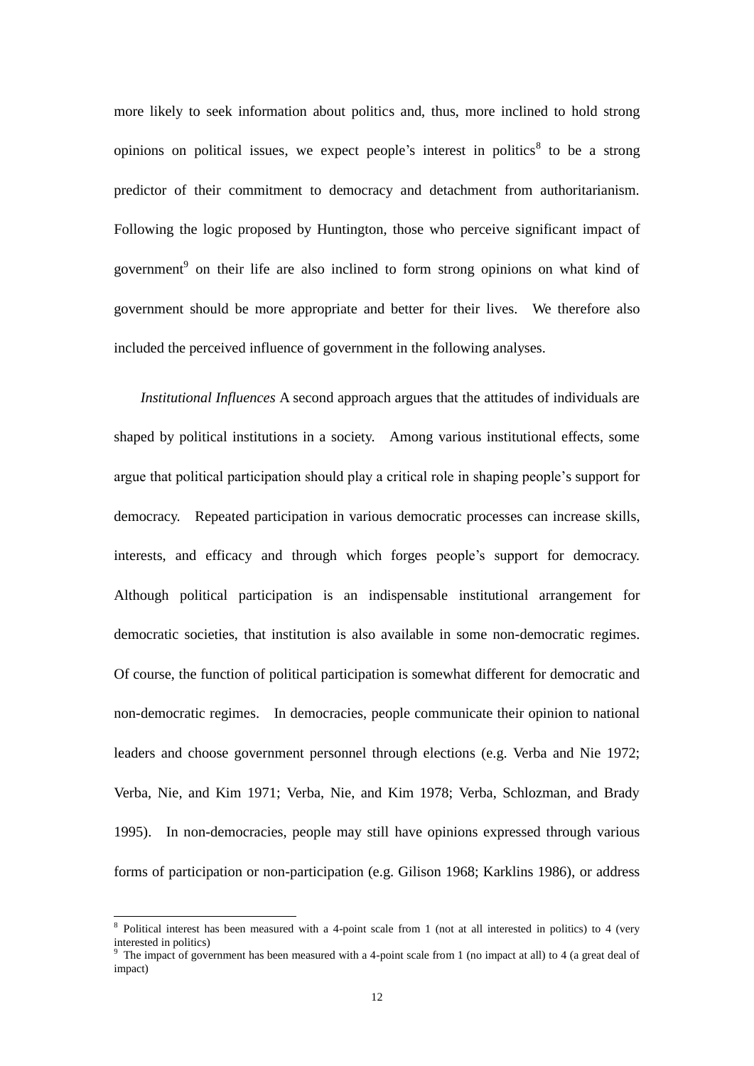more likely to seek information about politics and, thus, more inclined to hold strong opinions on political issues, we expect people's interest in politics[8] to be a strong predictor of their commitment to democracy and detachment from authoritarianism. Following the logic proposed by Huntington, those who perceive significant impact of government[9] on their life are also inclined to form strong opinions on what kind of government should be more appropriate and better for their lives. We therefore also included the perceived influence of government in the following analyses.

*Institutional Influences* A second approach argues that the attitudes of individuals are shaped by political institutions in a society. Among various institutional effects, some argue that political participation should play a critical role in shaping people's support for democracy. Repeated participation in various democratic processes can increase skills, interests, and efficacy and through which forges people's support for democracy. Although political participation is an indispensable institutional arrangement for democratic societies, that institution is also available in some non-democratic regimes. Of course, the function of political participation is somewhat different for democratic and non-democratic regimes. In democracies, people communicate their opinion to national leaders and choose government personnel through elections (e.g. Verba and Nie 1972; Verba, Nie, and Kim 1971; Verba, Nie, and Kim 1978; Verba, Schlozman, and Brady 1995). In non-democracies, people may still have opinions expressed through various forms of participation or non-participation (e.g. Gilison 1968; Karklins 1986), or address

---

[8] Political interest has been measured with a 4-point scale from 1 (not at all interested in politics) to 4 (very interested in politics)

[9] The impact of government has been measured with a 4-point scale from 1 (no impact at all) to 4 (a great deal of impact)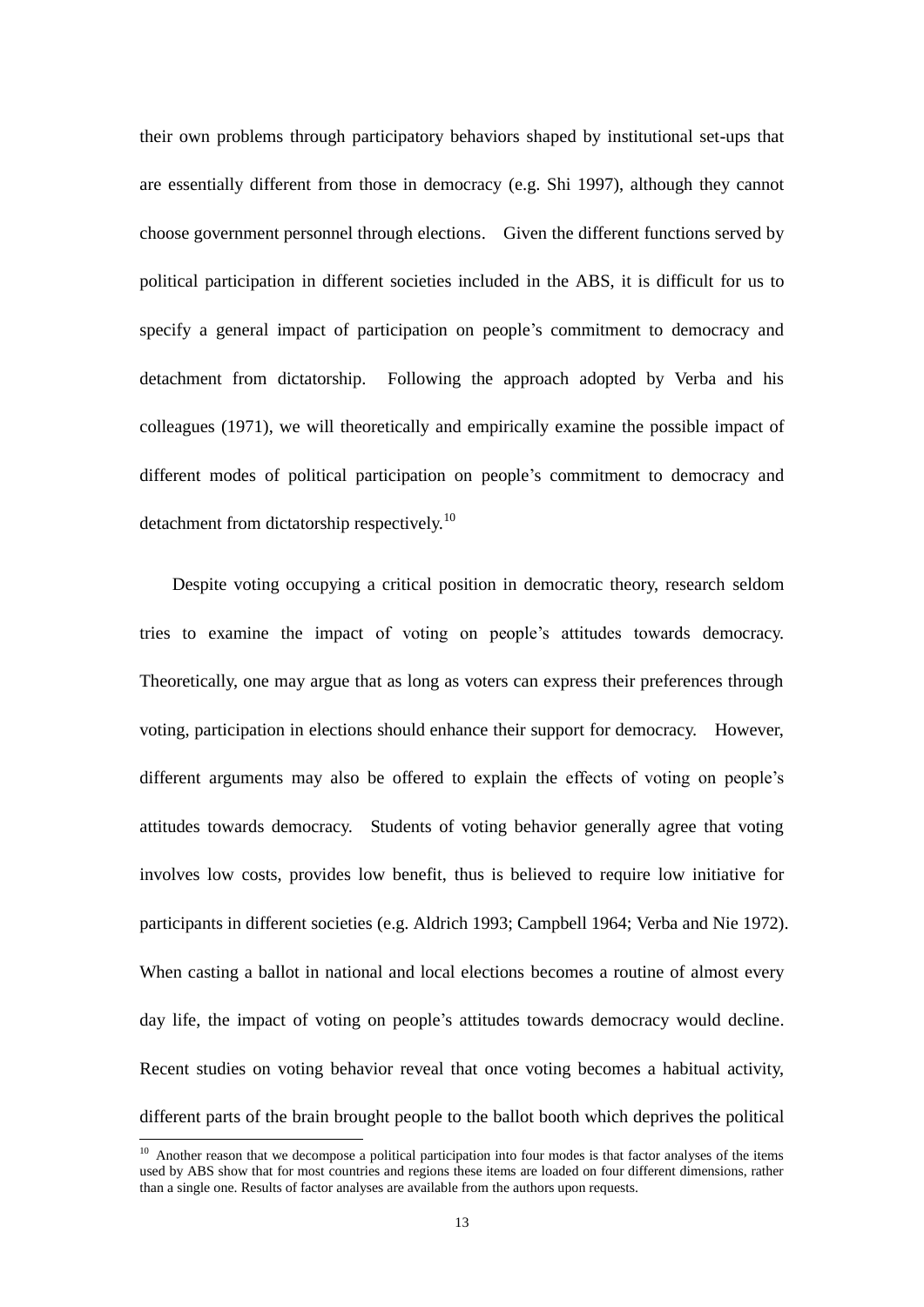their own problems through participatory behaviors shaped by institutional set-ups that are essentially different from those in democracy (e.g. Shi 1997), although they cannot choose government personnel through elections. Given the different functions served by political participation in different societies included in the ABS, it is difficult for us to specify a general impact of participation on people's commitment to democracy and detachment from dictatorship. Following the approach adopted by Verba and his colleagues (1971), we will theoretically and empirically examine the possible impact of different modes of political participation on people's commitment to democracy and detachment from dictatorship respectively.[10]

Despite voting occupying a critical position in democratic theory, research seldom tries to examine the impact of voting on people's attitudes towards democracy. Theoretically, one may argue that as long as voters can express their preferences through voting, participation in elections should enhance their support for democracy. However, different arguments may also be offered to explain the effects of voting on people's attitudes towards democracy. Students of voting behavior generally agree that voting involves low costs, provides low benefit, thus is believed to require low initiative for participants in different societies (e.g. Aldrich 1993; Campbell 1964; Verba and Nie 1972). When casting a ballot in national and local elections becomes a routine of almost every day life, the impact of voting on people's attitudes towards democracy would decline. Recent studies on voting behavior reveal that once voting becomes a habitual activity, different parts of the brain brought people to the ballot booth which deprives the political

[10] Another reason that we decompose a political participation into four modes is that factor analyses of the items used by ABS show that for most countries and regions these items are loaded on four different dimensions, rather than a single one. Results of factor analyses are available from the authors upon requests.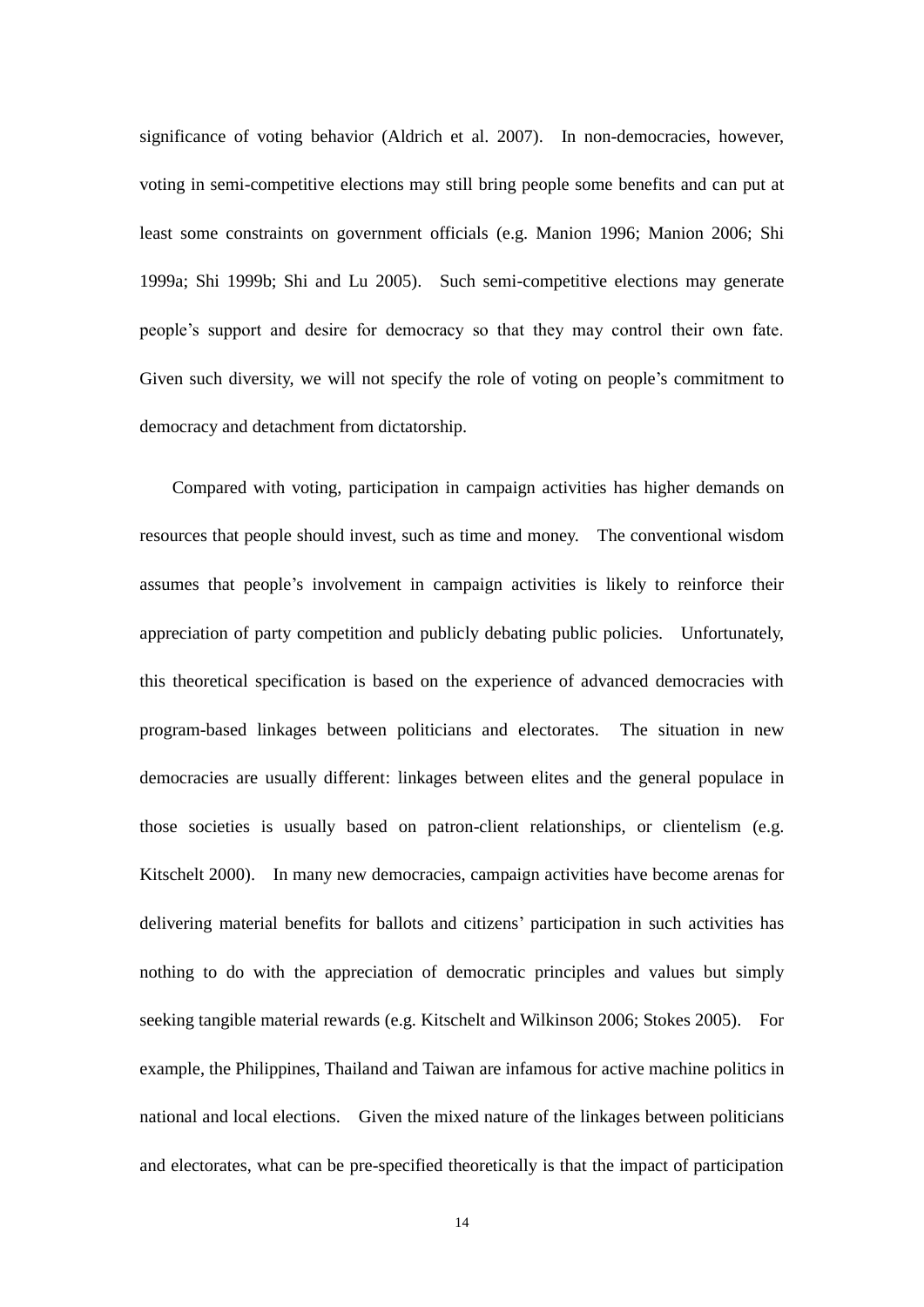significance of voting behavior (Aldrich et al. 2007). In non-democracies, however, voting in semi-competitive elections may still bring people some benefits and can put at least some constraints on government officials (e.g. Manion 1996; Manion 2006; Shi 1999a; Shi 1999b; Shi and Lu 2005). Such semi-competitive elections may generate people's support and desire for democracy so that they may control their own fate. Given such diversity, we will not specify the role of voting on people's commitment to democracy and detachment from dictatorship.

Compared with voting, participation in campaign activities has higher demands on resources that people should invest, such as time and money. The conventional wisdom assumes that people's involvement in campaign activities is likely to reinforce their appreciation of party competition and publicly debating public policies. Unfortunately, this theoretical specification is based on the experience of advanced democracies with program-based linkages between politicians and electorates. The situation in new democracies are usually different: linkages between elites and the general populace in those societies is usually based on patron-client relationships, or clientelism (e.g. Kitschelt 2000). In many new democracies, campaign activities have become arenas for delivering material benefits for ballots and citizens' participation in such activities has nothing to do with the appreciation of democratic principles and values but simply seeking tangible material rewards (e.g. Kitschelt and Wilkinson 2006; Stokes 2005). For example, the Philippines, Thailand and Taiwan are infamous for active machine politics in national and local elections. Given the mixed nature of the linkages between politicians and electorates, what can be pre-specified theoretically is that the impact of participation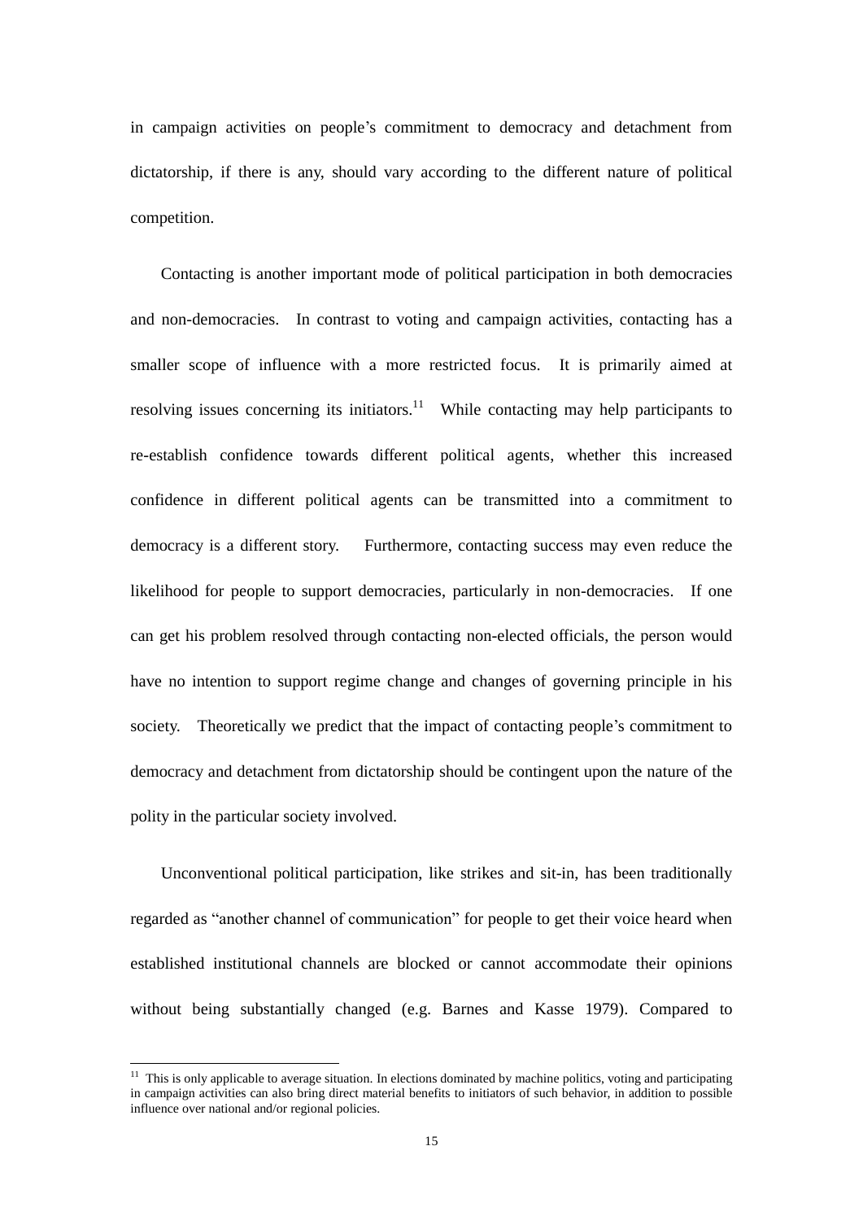in campaign activities on people's commitment to democracy and detachment from dictatorship, if there is any, should vary according to the different nature of political competition.

Contacting is another important mode of political participation in both democracies and non-democracies. In contrast to voting and campaign activities, contacting has a smaller scope of influence with a more restricted focus. It is primarily aimed at resolving issues concerning its initiators.[11] While contacting may help participants to re-establish confidence towards different political agents, whether this increased confidence in different political agents can be transmitted into a commitment to democracy is a different story. Furthermore, contacting success may even reduce the likelihood for people to support democracies, particularly in non-democracies. If one can get his problem resolved through contacting non-elected officials, the person would have no intention to support regime change and changes of governing principle in his society. Theoretically we predict that the impact of contacting people's commitment to democracy and detachment from dictatorship should be contingent upon the nature of the polity in the particular society involved.

Unconventional political participation, like strikes and sit-in, has been traditionally regarded as "another channel of communication" for people to get their voice heard when established institutional channels are blocked or cannot accommodate their opinions without being substantially changed (e.g. Barnes and Kasse 1979). Compared to

[11] This is only applicable to average situation. In elections dominated by machine politics, voting and participating in campaign activities can also bring direct material benefits to initiators of such behavior, in addition to possible influence over national and/or regional policies.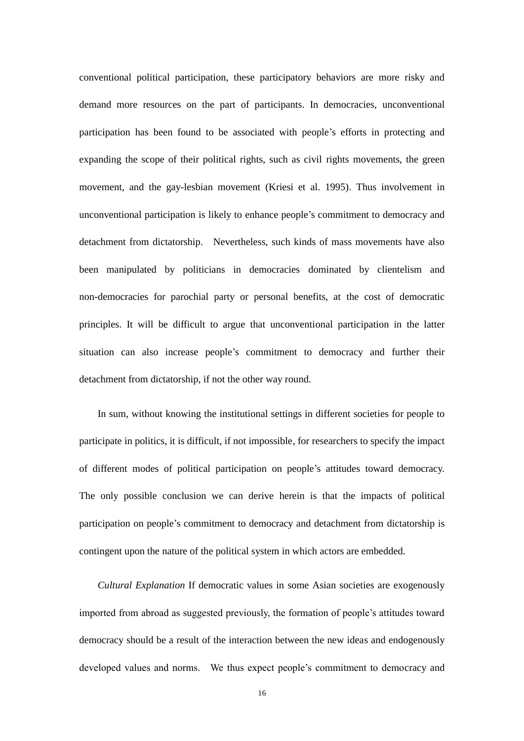conventional political participation, these participatory behaviors are more risky and demand more resources on the part of participants. In democracies, unconventional participation has been found to be associated with people's efforts in protecting and expanding the scope of their political rights, such as civil rights movements, the green movement, and the gay-lesbian movement (Kriesi et al. 1995). Thus involvement in unconventional participation is likely to enhance people's commitment to democracy and detachment from dictatorship. Nevertheless, such kinds of mass movements have also been manipulated by politicians in democracies dominated by clientelism and non-democracies for parochial party or personal benefits, at the cost of democratic principles. It will be difficult to argue that unconventional participation in the latter situation can also increase people's commitment to democracy and further their detachment from dictatorship, if not the other way round.

In sum, without knowing the institutional settings in different societies for people to participate in politics, it is difficult, if not impossible, for researchers to specify the impact of different modes of political participation on people's attitudes toward democracy. The only possible conclusion we can derive herein is that the impacts of political participation on people's commitment to democracy and detachment from dictatorship is contingent upon the nature of the political system in which actors are embedded.

*Cultural Explanation* If democratic values in some Asian societies are exogenously imported from abroad as suggested previously, the formation of people's attitudes toward democracy should be a result of the interaction between the new ideas and endogenously developed values and norms. We thus expect people's commitment to democracy and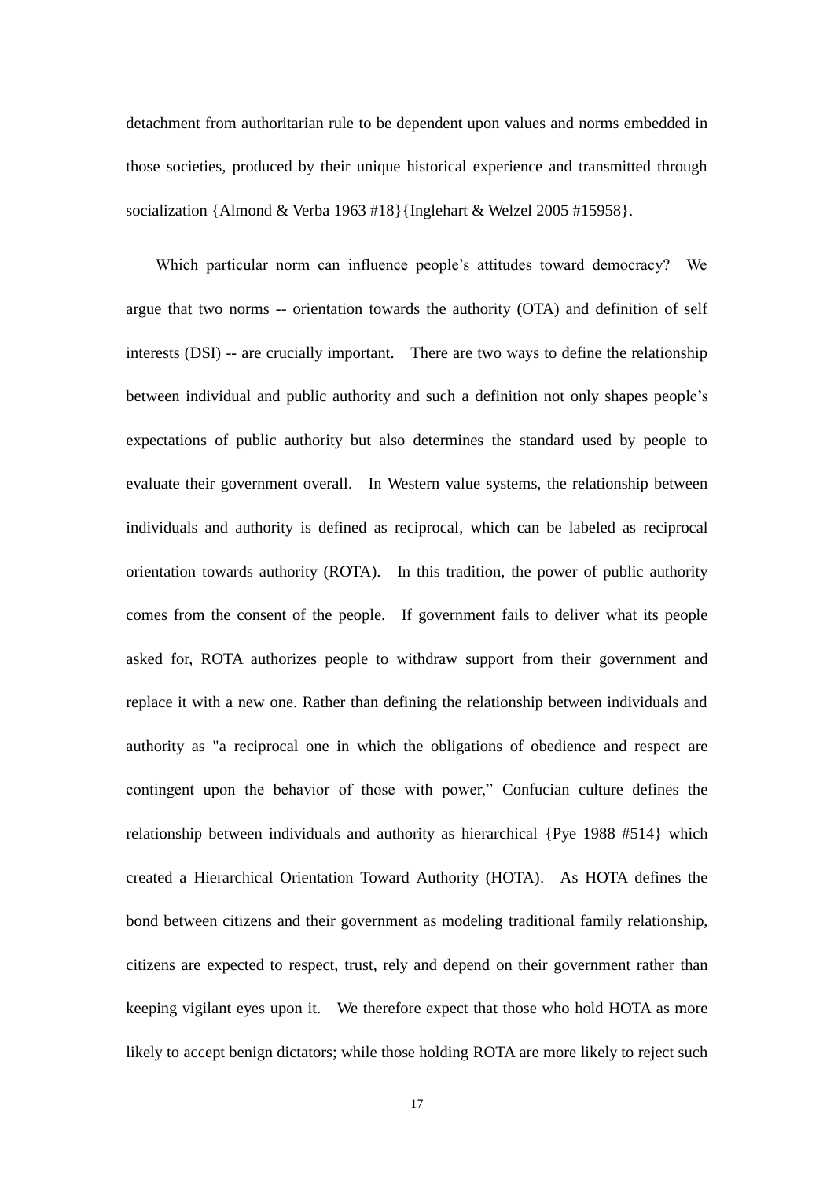detachment from authoritarian rule to be dependent upon values and norms embedded in those societies, produced by their unique historical experience and transmitted through socialization {Almond & Verba 1963 #18}{Inglehart & Welzel 2005 #15958}.

Which particular norm can influence people's attitudes toward democracy? We argue that two norms -- orientation towards the authority (OTA) and definition of self interests (DSI) -- are crucially important. There are two ways to define the relationship between individual and public authority and such a definition not only shapes people's expectations of public authority but also determines the standard used by people to evaluate their government overall. In Western value systems, the relationship between individuals and authority is defined as reciprocal, which can be labeled as reciprocal orientation towards authority (ROTA). In this tradition, the power of public authority comes from the consent of the people. If government fails to deliver what its people asked for, ROTA authorizes people to withdraw support from their government and replace it with a new one. Rather than defining the relationship between individuals and authority as "a reciprocal one in which the obligations of obedience and respect are contingent upon the behavior of those with power," Confucian culture defines the relationship between individuals and authority as hierarchical {Pye 1988 #514} which created a Hierarchical Orientation Toward Authority (HOTA). As HOTA defines the bond between citizens and their government as modeling traditional family relationship, citizens are expected to respect, trust, rely and depend on their government rather than keeping vigilant eyes upon it. We therefore expect that those who hold HOTA as more likely to accept benign dictators; while those holding ROTA are more likely to reject such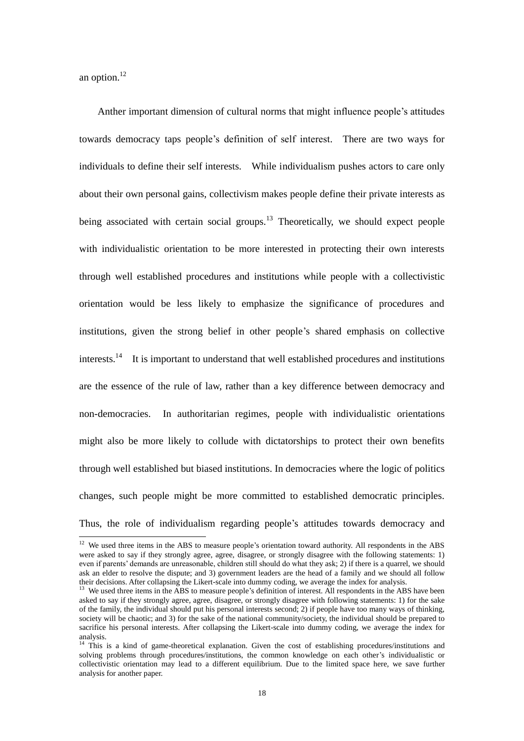an option.[12]

Anther important dimension of cultural norms that might influence people's attitudes towards democracy taps people's definition of self interest. There are two ways for individuals to define their self interests. While individualism pushes actors to care only about their own personal gains, collectivism makes people define their private interests as being associated with certain social groups.[13] Theoretically, we should expect people with individualistic orientation to be more interested in protecting their own interests through well established procedures and institutions while people with a collectivistic orientation would be less likely to emphasize the significance of procedures and institutions, given the strong belief in other people's shared emphasis on collective interests.[14] It is important to understand that well established procedures and institutions are the essence of the rule of law, rather than a key difference between democracy and non-democracies. In authoritarian regimes, people with individualistic orientations might also be more likely to collude with dictatorships to protect their own benefits through well established but biased institutions. In democracies where the logic of politics changes, such people might be more committed to established democratic principles. Thus, the role of individualism regarding people's attitudes towards democracy and

---

[12] We used three items in the ABS to measure people's orientation toward authority. All respondents in the ABS were asked to say if they strongly agree, agree, disagree, or strongly disagree with the following statements: 1) even if parents' demands are unreasonable, children still should do what they ask; 2) if there is a quarrel, we should ask an elder to resolve the dispute; and 3) government leaders are the head of a family and we should all follow their decisions. After collapsing the Likert-scale into dummy coding, we average the index for analysis.

[13] We used three items in the ABS to measure people's definition of interest. All respondents in the ABS have been asked to say if they strongly agree, agree, disagree, or strongly disagree with following statements: 1) for the sake of the family, the individual should put his personal interests second; 2) if people have too many ways of thinking, society will be chaotic; and 3) for the sake of the national community/society, the individual should be prepared to sacrifice his personal interests. After collapsing the Likert-scale into dummy coding, we average the index for analysis.

[14] This is a kind of game-theoretical explanation. Given the cost of establishing procedures/institutions and solving problems through procedures/institutions, the common knowledge on each other's individualistic or collectivistic orientation may lead to a different equilibrium. Due to the limited space here, we save further analysis for another paper.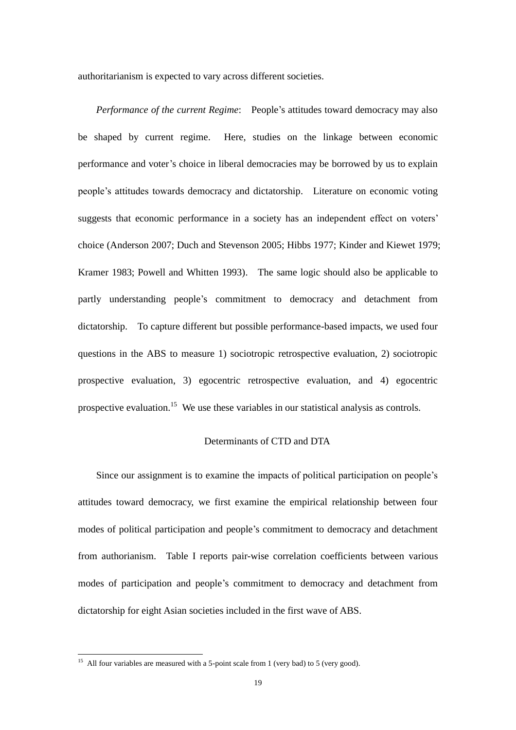authoritarianism is expected to vary across different societies.

*Performance of the current Regime*: People's attitudes toward democracy may also be shaped by current regime. Here, studies on the linkage between economic performance and voter's choice in liberal democracies may be borrowed by us to explain people's attitudes towards democracy and dictatorship. Literature on economic voting suggests that economic performance in a society has an independent effect on voters' choice (Anderson 2007; Duch and Stevenson 2005; Hibbs 1977; Kinder and Kiewet 1979; Kramer 1983; Powell and Whitten 1993). The same logic should also be applicable to partly understanding people's commitment to democracy and detachment from dictatorship. To capture different but possible performance-based impacts, we used four questions in the ABS to measure 1) sociotropic retrospective evaluation, 2) sociotropic prospective evaluation, 3) egocentric retrospective evaluation, and 4) egocentric prospective evaluation.[15] We use these variables in our statistical analysis as controls.

## Determinants of CTD and DTA

Since our assignment is to examine the impacts of political participation on people's attitudes toward democracy, we first examine the empirical relationship between four modes of political participation and people's commitment to democracy and detachment from authorianism. Table I reports pair-wise correlation coefficients between various modes of participation and people's commitment to democracy and detachment from dictatorship for eight Asian societies included in the first wave of ABS.

[15] All four variables are measured with a 5-point scale from 1 (very bad) to 5 (very good).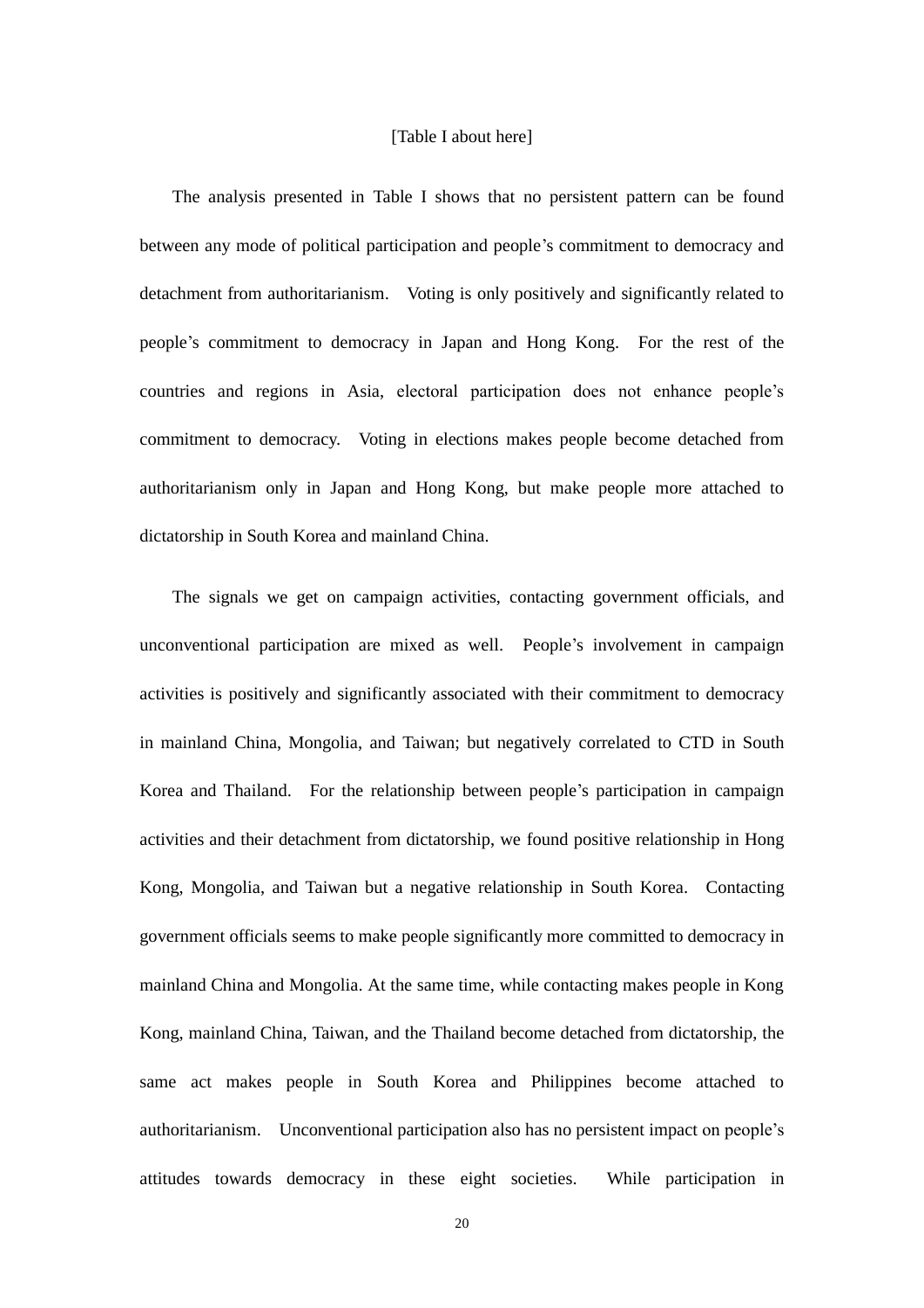[Table I about here]

The analysis presented in Table I shows that no persistent pattern can be found between any mode of political participation and people's commitment to democracy and detachment from authoritarianism. Voting is only positively and significantly related to people's commitment to democracy in Japan and Hong Kong. For the rest of the countries and regions in Asia, electoral participation does not enhance people's commitment to democracy. Voting in elections makes people become detached from authoritarianism only in Japan and Hong Kong, but make people more attached to dictatorship in South Korea and mainland China.

The signals we get on campaign activities, contacting government officials, and unconventional participation are mixed as well. People's involvement in campaign activities is positively and significantly associated with their commitment to democracy in mainland China, Mongolia, and Taiwan; but negatively correlated to CTD in South Korea and Thailand. For the relationship between people's participation in campaign activities and their detachment from dictatorship, we found positive relationship in Hong Kong, Mongolia, and Taiwan but a negative relationship in South Korea. Contacting government officials seems to make people significantly more committed to democracy in mainland China and Mongolia. At the same time, while contacting makes people in Kong Kong, mainland China, Taiwan, and the Thailand become detached from dictatorship, the same act makes people in South Korea and Philippines become attached to authoritarianism. Unconventional participation also has no persistent impact on people's attitudes towards democracy in these eight societies. While participation in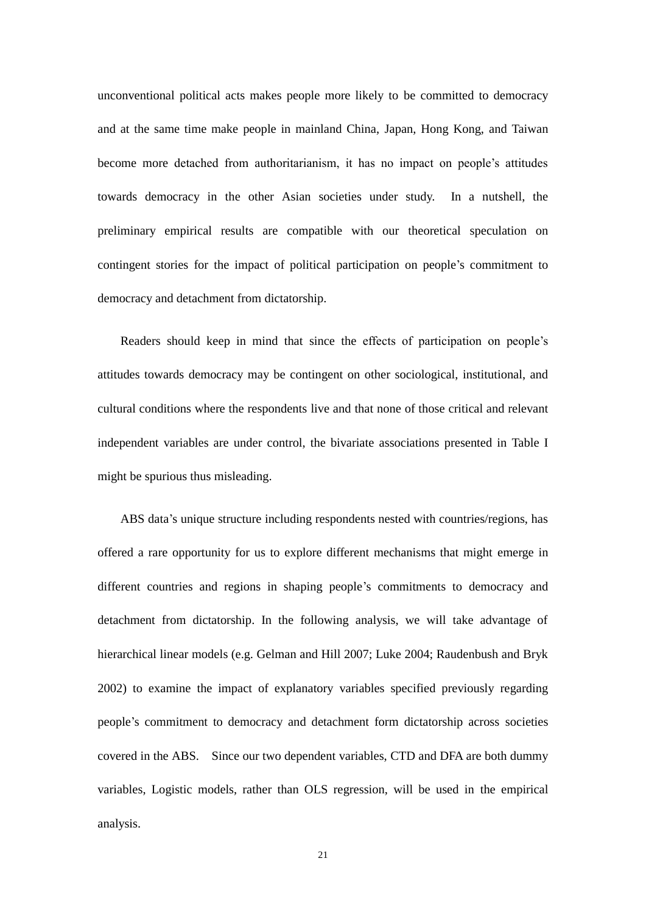unconventional political acts makes people more likely to be committed to democracy and at the same time make people in mainland China, Japan, Hong Kong, and Taiwan become more detached from authoritarianism, it has no impact on people's attitudes towards democracy in the other Asian societies under study. In a nutshell, the preliminary empirical results are compatible with our theoretical speculation on contingent stories for the impact of political participation on people's commitment to democracy and detachment from dictatorship.

Readers should keep in mind that since the effects of participation on people's attitudes towards democracy may be contingent on other sociological, institutional, and cultural conditions where the respondents live and that none of those critical and relevant independent variables are under control, the bivariate associations presented in Table I might be spurious thus misleading.

ABS data's unique structure including respondents nested with countries/regions, has offered a rare opportunity for us to explore different mechanisms that might emerge in different countries and regions in shaping people's commitments to democracy and detachment from dictatorship. In the following analysis, we will take advantage of hierarchical linear models (e.g. Gelman and Hill 2007; Luke 2004; Raudenbush and Bryk 2002) to examine the impact of explanatory variables specified previously regarding people's commitment to democracy and detachment form dictatorship across societies covered in the ABS. Since our two dependent variables, CTD and DFA are both dummy variables, Logistic models, rather than OLS regression, will be used in the empirical analysis.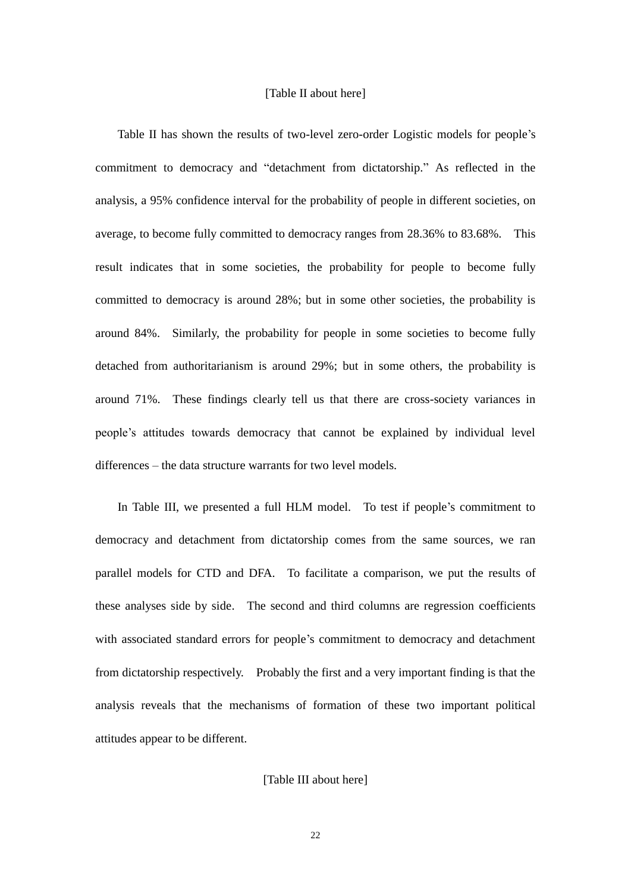[Table II about here]

Table II has shown the results of two-level zero-order Logistic models for people's commitment to democracy and "detachment from dictatorship." As reflected in the analysis, a 95% confidence interval for the probability of people in different societies, on average, to become fully committed to democracy ranges from 28.36% to 83.68%. This result indicates that in some societies, the probability for people to become fully committed to democracy is around 28%; but in some other societies, the probability is around 84%. Similarly, the probability for people in some societies to become fully detached from authoritarianism is around 29%; but in some others, the probability is around 71%. These findings clearly tell us that there are cross-society variances in people's attitudes towards democracy that cannot be explained by individual level differences – the data structure warrants for two level models.

In Table III, we presented a full HLM model. To test if people's commitment to democracy and detachment from dictatorship comes from the same sources, we ran parallel models for CTD and DFA. To facilitate a comparison, we put the results of these analyses side by side. The second and third columns are regression coefficients with associated standard errors for people's commitment to democracy and detachment from dictatorship respectively. Probably the first and a very important finding is that the analysis reveals that the mechanisms of formation of these two important political attitudes appear to be different.

[Table III about here]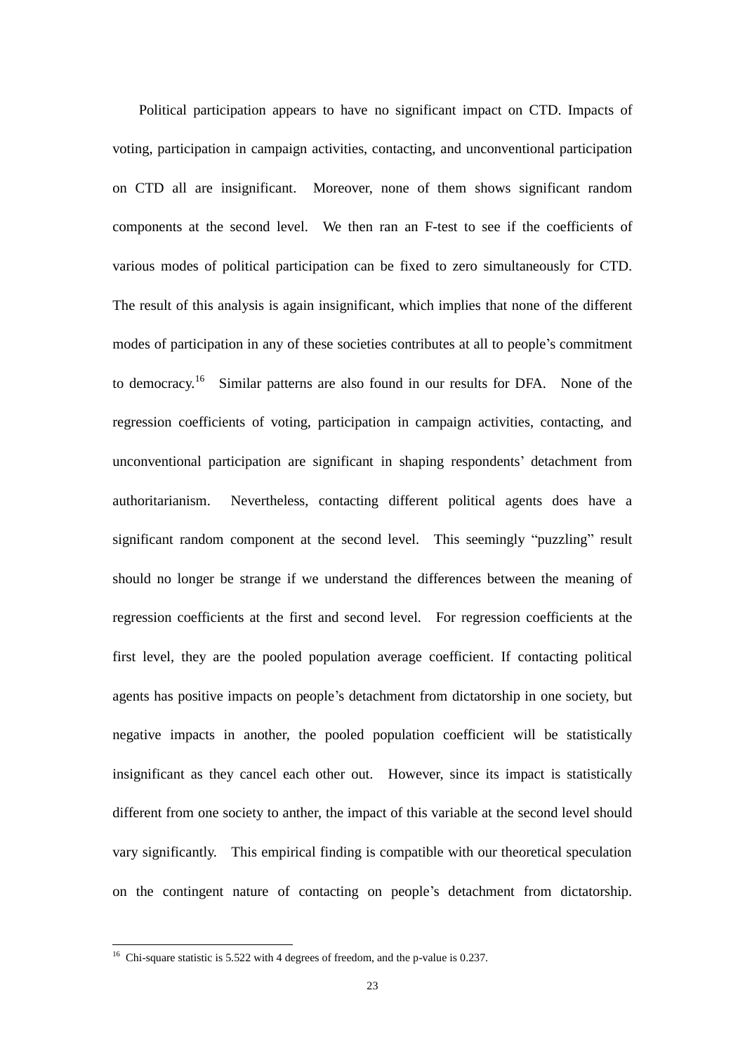Political participation appears to have no significant impact on CTD. Impacts of voting, participation in campaign activities, contacting, and unconventional participation on CTD all are insignificant. Moreover, none of them shows significant random components at the second level. We then ran an F-test to see if the coefficients of various modes of political participation can be fixed to zero simultaneously for CTD. The result of this analysis is again insignificant, which implies that none of the different modes of participation in any of these societies contributes at all to people's commitment to democracy.[16] Similar patterns are also found in our results for DFA. None of the regression coefficients of voting, participation in campaign activities, contacting, and unconventional participation are significant in shaping respondents' detachment from authoritarianism. Nevertheless, contacting different political agents does have a significant random component at the second level. This seemingly "puzzling" result should no longer be strange if we understand the differences between the meaning of regression coefficients at the first and second level. For regression coefficients at the first level, they are the pooled population average coefficient. If contacting political agents has positive impacts on people's detachment from dictatorship in one society, but negative impacts in another, the pooled population coefficient will be statistically insignificant as they cancel each other out. However, since its impact is statistically different from one society to anther, the impact of this variable at the second level should vary significantly. This empirical finding is compatible with our theoretical speculation on the contingent nature of contacting on people's detachment from dictatorship.

[16] Chi-square statistic is 5.522 with 4 degrees of freedom, and the p-value is 0.237.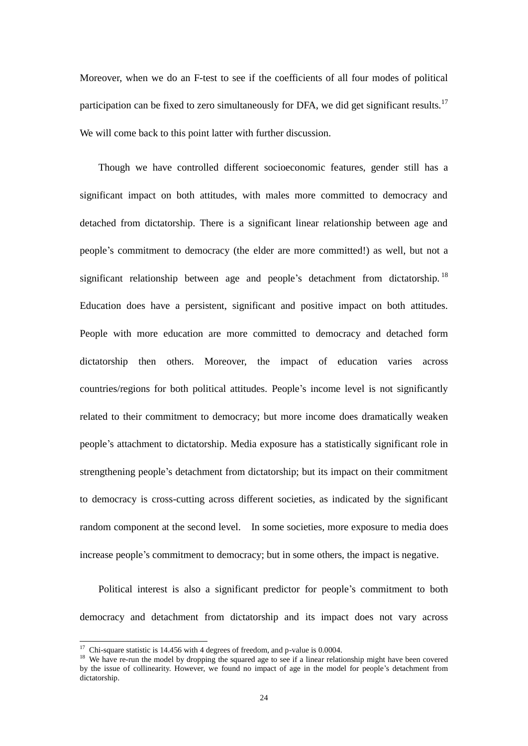Moreover, when we do an F-test to see if the coefficients of all four modes of political participation can be fixed to zero simultaneously for DFA, we did get significant results.[17] We will come back to this point latter with further discussion.

Though we have controlled different socioeconomic features, gender still has a significant impact on both attitudes, with males more committed to democracy and detached from dictatorship. There is a significant linear relationship between age and people's commitment to democracy (the elder are more committed!) as well, but not a significant relationship between age and people's detachment from dictatorship.[18] Education does have a persistent, significant and positive impact on both attitudes. People with more education are more committed to democracy and detached form dictatorship then others. Moreover, the impact of education varies across countries/regions for both political attitudes. People's income level is not significantly related to their commitment to democracy; but more income does dramatically weaken people's attachment to dictatorship. Media exposure has a statistically significant role in strengthening people's detachment from dictatorship; but its impact on their commitment to democracy is cross-cutting across different societies, as indicated by the significant random component at the second level. In some societies, more exposure to media does increase people's commitment to democracy; but in some others, the impact is negative.

Political interest is also a significant predictor for people's commitment to both democracy and detachment from dictatorship and its impact does not vary across

---

[17] Chi-square statistic is 14.456 with 4 degrees of freedom, and p-value is 0.0004.

[18] We have re-run the model by dropping the squared age to see if a linear relationship might have been covered by the issue of collinearity. However, we found no impact of age in the model for people's detachment from dictatorship.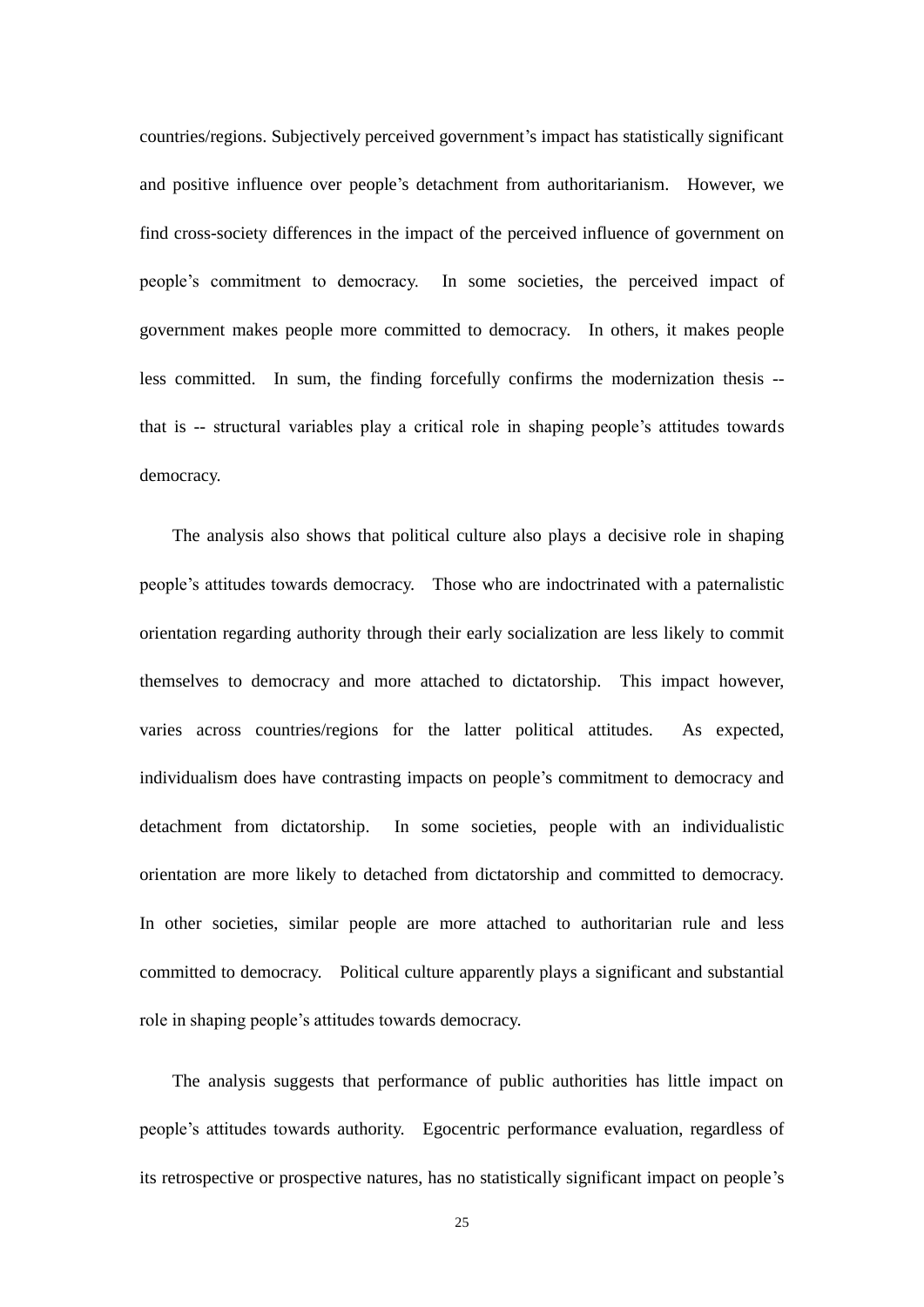countries/regions. Subjectively perceived government's impact has statistically significant and positive influence over people's detachment from authoritarianism. However, we find cross-society differences in the impact of the perceived influence of government on people's commitment to democracy. In some societies, the perceived impact of government makes people more committed to democracy. In others, it makes people less committed. In sum, the finding forcefully confirms the modernization thesis -- that is -- structural variables play a critical role in shaping people's attitudes towards democracy.

The analysis also shows that political culture also plays a decisive role in shaping people's attitudes towards democracy. Those who are indoctrinated with a paternalistic orientation regarding authority through their early socialization are less likely to commit themselves to democracy and more attached to dictatorship. This impact however, varies across countries/regions for the latter political attitudes. As expected, individualism does have contrasting impacts on people's commitment to democracy and detachment from dictatorship. In some societies, people with an individualistic orientation are more likely to detached from dictatorship and committed to democracy. In other societies, similar people are more attached to authoritarian rule and less committed to democracy. Political culture apparently plays a significant and substantial role in shaping people's attitudes towards democracy.

The analysis suggests that performance of public authorities has little impact on people's attitudes towards authority. Egocentric performance evaluation, regardless of its retrospective or prospective natures, has no statistically significant impact on people's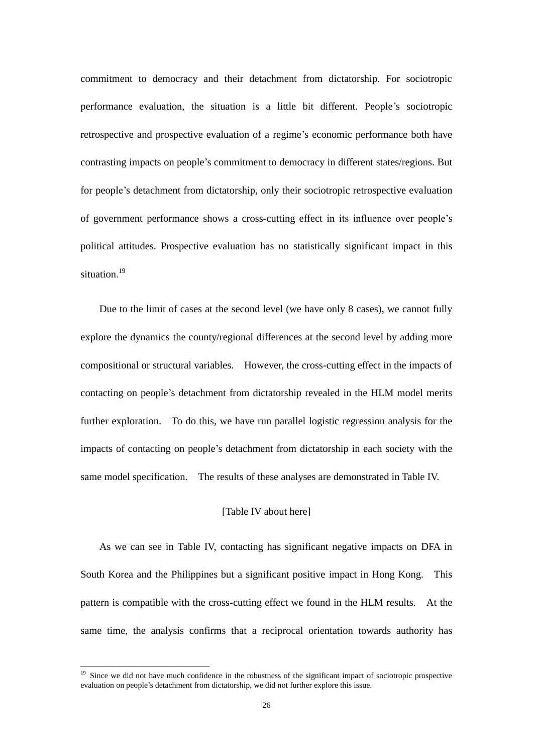commitment to democracy and their detachment from dictatorship. For sociotropic performance evaluation, the situation is a little bit different. People's sociotropic retrospective and prospective evaluation of a regime's economic performance both have contrasting impacts on people's commitment to democracy in different states/regions. But for people's detachment from dictatorship, only their sociotropic retrospective evaluation of government performance shows a cross-cutting effect in its influence over people's political attitudes. Prospective evaluation has no statistically significant impact in this situation.[19]

Due to the limit of cases at the second level (we have only 8 cases), we cannot fully explore the dynamics the county/regional differences at the second level by adding more compositional or structural variables. However, the cross-cutting effect in the impacts of contacting on people's detachment from dictatorship revealed in the HLM model merits further exploration. To do this, we have run parallel logistic regression analysis for the impacts of contacting on people's detachment from dictatorship in each society with the same model specification. The results of these analyses are demonstrated in Table IV.

[Table IV about here]

As we can see in Table IV, contacting has significant negative impacts on DFA in South Korea and the Philippines but a significant positive impact in Hong Kong. This pattern is compatible with the cross-cutting effect we found in the HLM results. At the same time, the analysis confirms that a reciprocal orientation towards authority has

[19] Since we did not have much confidence in the robustness of the significant impact of sociotropic prospective evaluation on people's detachment from dictatorship, we did not further explore this issue.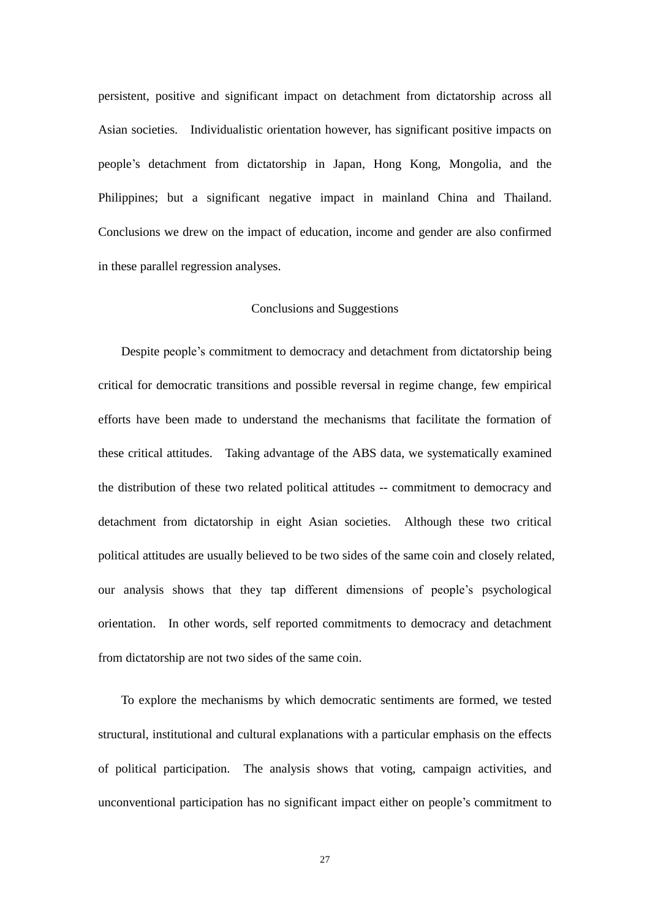persistent, positive and significant impact on detachment from dictatorship across all Asian societies. Individualistic orientation however, has significant positive impacts on people's detachment from dictatorship in Japan, Hong Kong, Mongolia, and the Philippines; but a significant negative impact in mainland China and Thailand. Conclusions we drew on the impact of education, income and gender are also confirmed in these parallel regression analyses.

## Conclusions and Suggestions

Despite people's commitment to democracy and detachment from dictatorship being critical for democratic transitions and possible reversal in regime change, few empirical efforts have been made to understand the mechanisms that facilitate the formation of these critical attitudes. Taking advantage of the ABS data, we systematically examined the distribution of these two related political attitudes -- commitment to democracy and detachment from dictatorship in eight Asian societies. Although these two critical political attitudes are usually believed to be two sides of the same coin and closely related, our analysis shows that they tap different dimensions of people's psychological orientation. In other words, self reported commitments to democracy and detachment from dictatorship are not two sides of the same coin.

To explore the mechanisms by which democratic sentiments are formed, we tested structural, institutional and cultural explanations with a particular emphasis on the effects of political participation. The analysis shows that voting, campaign activities, and unconventional participation has no significant impact either on people's commitment to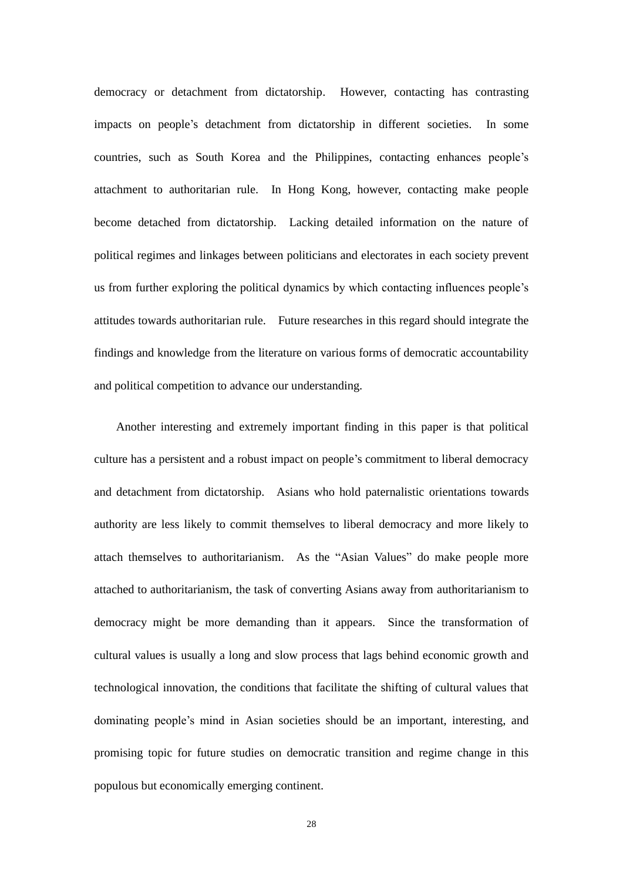democracy or detachment from dictatorship. However, contacting has contrasting impacts on people's detachment from dictatorship in different societies. In some countries, such as South Korea and the Philippines, contacting enhances people's attachment to authoritarian rule. In Hong Kong, however, contacting make people become detached from dictatorship. Lacking detailed information on the nature of political regimes and linkages between politicians and electorates in each society prevent us from further exploring the political dynamics by which contacting influences people's attitudes towards authoritarian rule. Future researches in this regard should integrate the findings and knowledge from the literature on various forms of democratic accountability and political competition to advance our understanding.

Another interesting and extremely important finding in this paper is that political culture has a persistent and a robust impact on people's commitment to liberal democracy and detachment from dictatorship. Asians who hold paternalistic orientations towards authority are less likely to commit themselves to liberal democracy and more likely to attach themselves to authoritarianism. As the "Asian Values" do make people more attached to authoritarianism, the task of converting Asians away from authoritarianism to democracy might be more demanding than it appears. Since the transformation of cultural values is usually a long and slow process that lags behind economic growth and technological innovation, the conditions that facilitate the shifting of cultural values that dominating people's mind in Asian societies should be an important, interesting, and promising topic for future studies on democratic transition and regime change in this populous but economically emerging continent.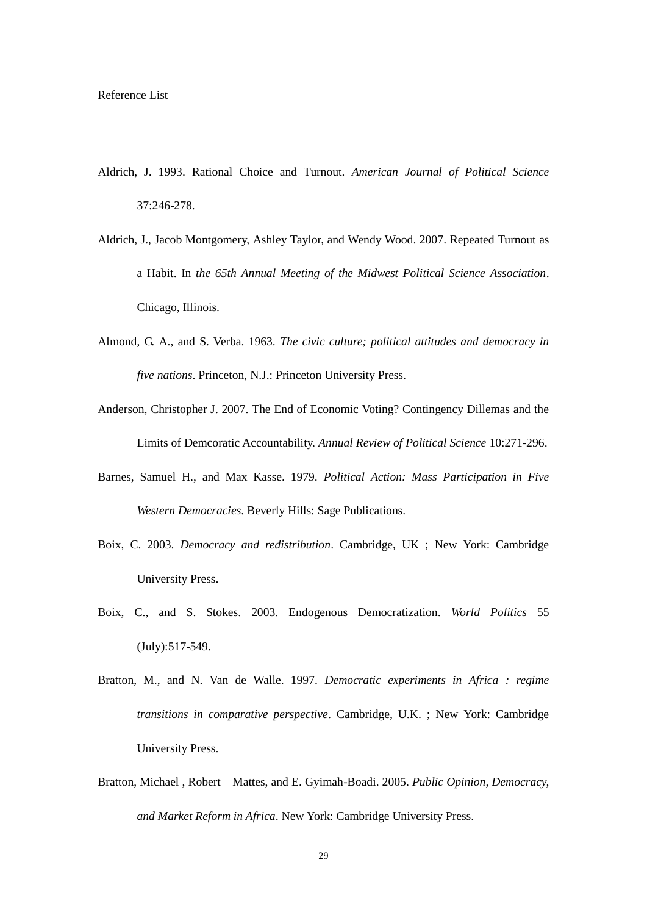Reference List

Aldrich, J. 1993. Rational Choice and Turnout. *American Journal of Political Science* 37:246-278.

Aldrich, J., Jacob Montgomery, Ashley Taylor, and Wendy Wood. 2007. Repeated Turnout as a Habit. In *the 65th Annual Meeting of the Midwest Political Science Association*. Chicago, Illinois.

Almond, G. A., and S. Verba. 1963. *The civic culture; political attitudes and democracy in five nations*. Princeton, N.J.: Princeton University Press.

Anderson, Christopher J. 2007. The End of Economic Voting? Contingency Dillemas and the Limits of Demcoratic Accountability. *Annual Review of Political Science* 10:271-296.

Barnes, Samuel H., and Max Kasse. 1979. *Political Action: Mass Participation in Five Western Democracies*. Beverly Hills: Sage Publications.

Boix, C. 2003. *Democracy and redistribution*. Cambridge, UK ; New York: Cambridge University Press.

Boix, C., and S. Stokes. 2003. Endogenous Democratization. *World Politics* 55 (July):517-549.

Bratton, M., and N. Van de Walle. 1997. *Democratic experiments in Africa : regime transitions in comparative perspective*. Cambridge, U.K. ; New York: Cambridge University Press.

Bratton, Michael , Robert Mattes, and E. Gyimah-Boadi. 2005. *Public Opinion, Democracy, and Market Reform in Africa*. New York: Cambridge University Press.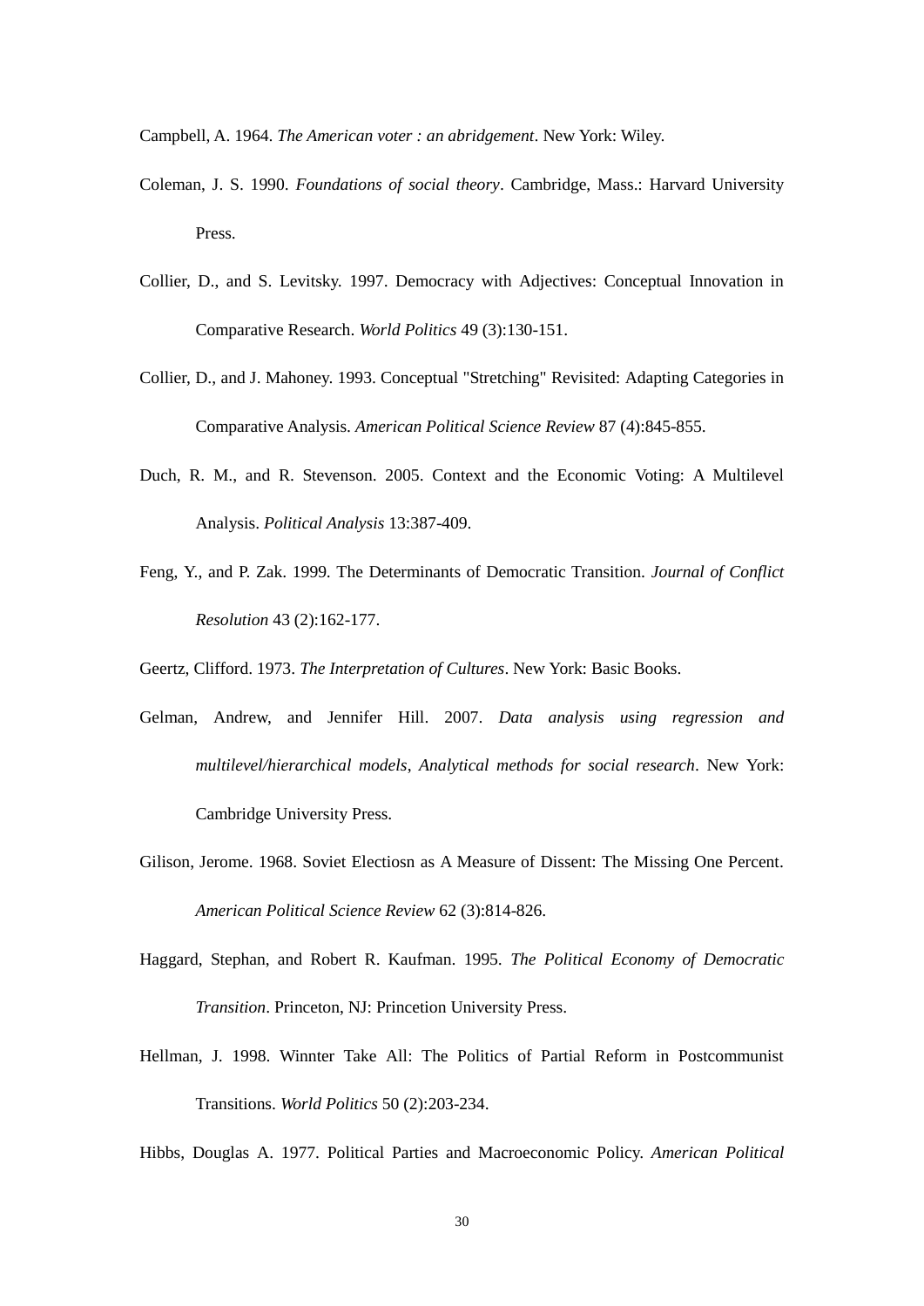Campbell, A. 1964. *The American voter : an abridgement*. New York: Wiley.

Coleman, J. S. 1990. *Foundations of social theory*. Cambridge, Mass.: Harvard University Press.

Collier, D., and S. Levitsky. 1997. Democracy with Adjectives: Conceptual Innovation in Comparative Research. *World Politics* 49 (3):130-151.

Collier, D., and J. Mahoney. 1993. Conceptual "Stretching" Revisited: Adapting Categories in Comparative Analysis. *American Political Science Review* 87 (4):845-855.

Duch, R. M., and R. Stevenson. 2005. Context and the Economic Voting: A Multilevel Analysis. *Political Analysis* 13:387-409.

Feng, Y., and P. Zak. 1999. The Determinants of Democratic Transition. *Journal of Conflict Resolution* 43 (2):162-177.

Geertz, Clifford. 1973. *The Interpretation of Cultures*. New York: Basic Books.

Gelman, Andrew, and Jennifer Hill. 2007. *Data analysis using regression and multilevel/hierarchical models*, *Analytical methods for social research*. New York: Cambridge University Press.

Gilison, Jerome. 1968. Soviet Electiosn as A Measure of Dissent: The Missing One Percent. *American Political Science Review* 62 (3):814-826.

Haggard, Stephan, and Robert R. Kaufman. 1995. *The Political Economy of Democratic Transition*. Princeton, NJ: Princetion University Press.

Hellman, J. 1998. Winnter Take All: The Politics of Partial Reform in Postcommunist Transitions. *World Politics* 50 (2):203-234.

Hibbs, Douglas A. 1977. Political Parties and Macroeconomic Policy. *American Political*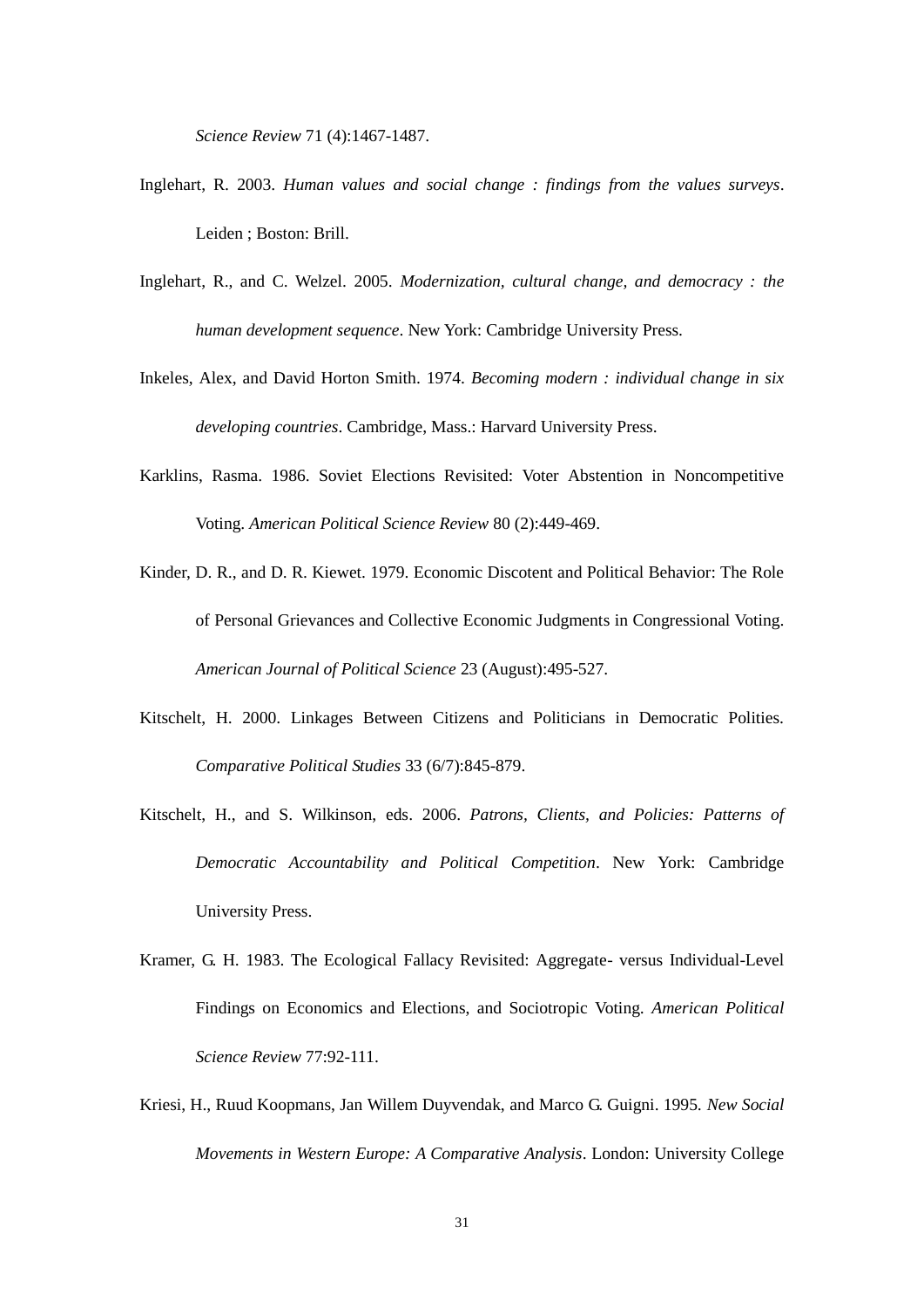*Science Review* 71 (4):1467-1487.

Inglehart, R. 2003. *Human values and social change : findings from the values surveys*. Leiden ; Boston: Brill.

Inglehart, R., and C. Welzel. 2005. *Modernization, cultural change, and democracy : the human development sequence*. New York: Cambridge University Press.

Inkeles, Alex, and David Horton Smith. 1974. *Becoming modern : individual change in six developing countries*. Cambridge, Mass.: Harvard University Press.

Karklins, Rasma. 1986. Soviet Elections Revisited: Voter Abstention in Noncompetitive Voting. *American Political Science Review* 80 (2):449-469.

Kinder, D. R., and D. R. Kiewet. 1979. Economic Discotent and Political Behavior: The Role of Personal Grievances and Collective Economic Judgments in Congressional Voting. *American Journal of Political Science* 23 (August):495-527.

Kitschelt, H. 2000. Linkages Between Citizens and Politicians in Democratic Polities. *Comparative Political Studies* 33 (6/7):845-879.

Kitschelt, H., and S. Wilkinson, eds. 2006. *Patrons, Clients, and Policies: Patterns of Democratic Accountability and Political Competition*. New York: Cambridge University Press.

Kramer, G. H. 1983. The Ecological Fallacy Revisited: Aggregate- versus Individual-Level Findings on Economics and Elections, and Sociotropic Voting. *American Political Science Review* 77:92-111.

Kriesi, H., Ruud Koopmans, Jan Willem Duyvendak, and Marco G. Guigni. 1995. *New Social Movements in Western Europe: A Comparative Analysis*. London: University College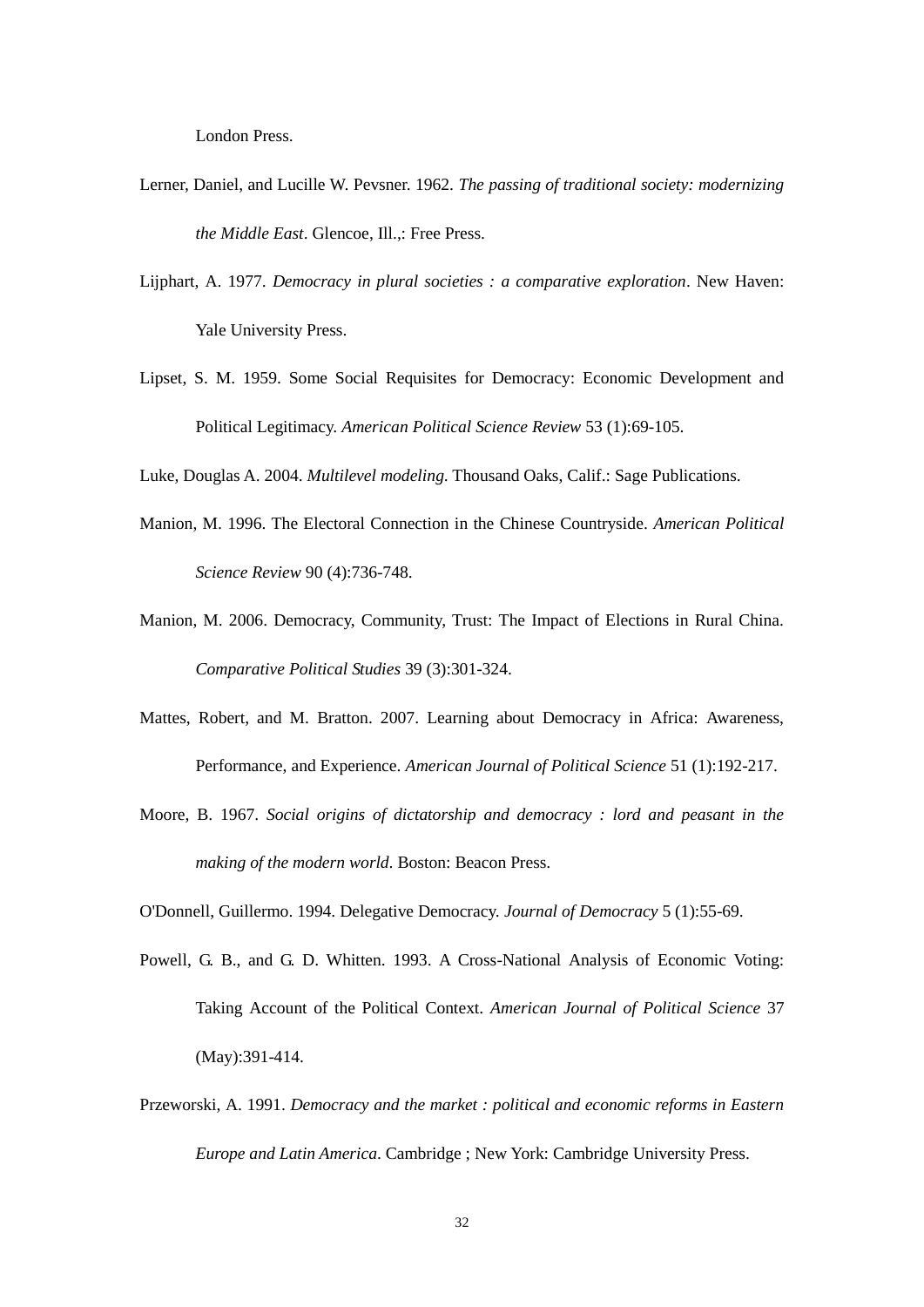London Press.

Lerner, Daniel, and Lucille W. Pevsner. 1962. *The passing of traditional society: modernizing the Middle East*. Glencoe, Ill.,: Free Press.

Lijphart, A. 1977. *Democracy in plural societies : a comparative exploration*. New Haven: Yale University Press.

Lipset, S. M. 1959. Some Social Requisites for Democracy: Economic Development and Political Legitimacy. *American Political Science Review* 53 (1):69-105.

Luke, Douglas A. 2004. *Multilevel modeling*. Thousand Oaks, Calif.: Sage Publications.

Manion, M. 1996. The Electoral Connection in the Chinese Countryside. *American Political Science Review* 90 (4):736-748.

Manion, M. 2006. Democracy, Community, Trust: The Impact of Elections in Rural China. *Comparative Political Studies* 39 (3):301-324.

Mattes, Robert, and M. Bratton. 2007. Learning about Democracy in Africa: Awareness, Performance, and Experience. *American Journal of Political Science* 51 (1):192-217.

Moore, B. 1967. *Social origins of dictatorship and democracy : lord and peasant in the making of the modern world*. Boston: Beacon Press.

O'Donnell, Guillermo. 1994. Delegative Democracy. *Journal of Democracy* 5 (1):55-69.

Powell, G. B., and G. D. Whitten. 1993. A Cross-National Analysis of Economic Voting: Taking Account of the Political Context. *American Journal of Political Science* 37 (May):391-414.

Przeworski, A. 1991. *Democracy and the market : political and economic reforms in Eastern Europe and Latin America*. Cambridge ; New York: Cambridge University Press.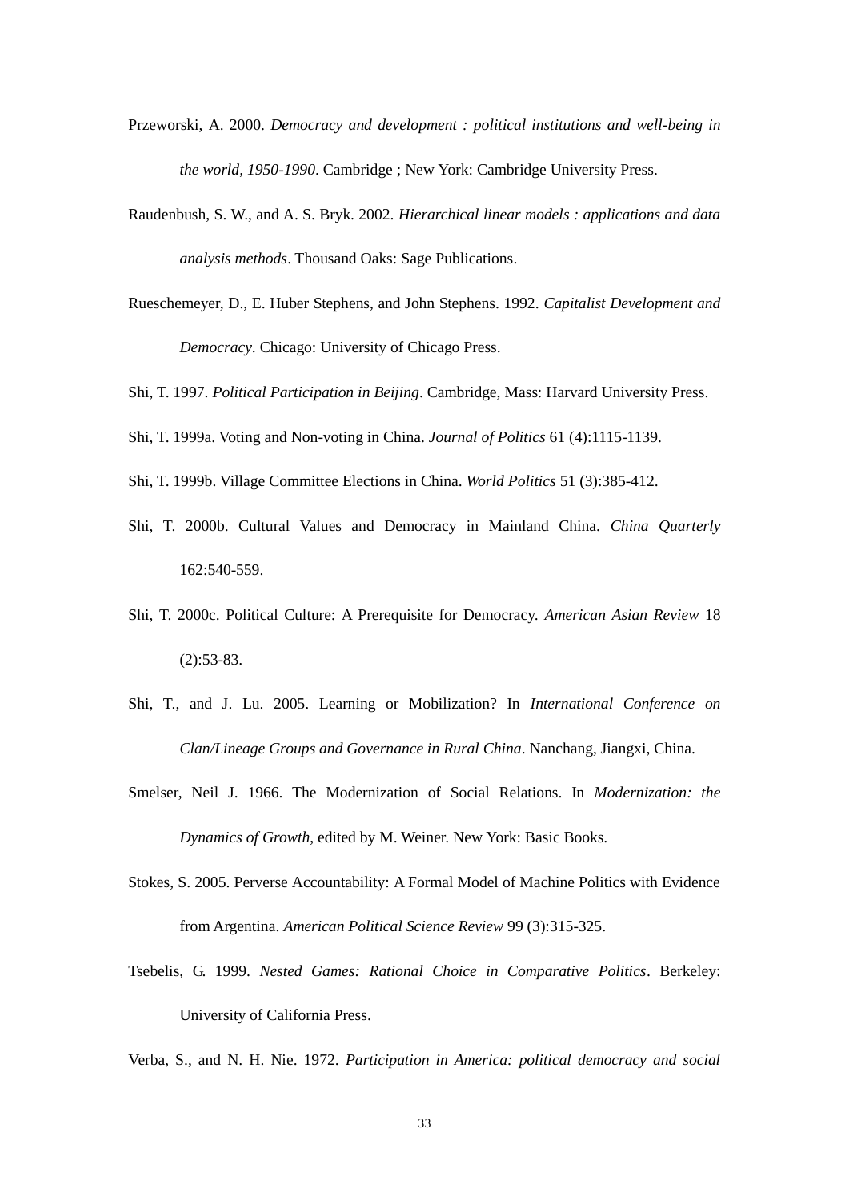Przeworski, A. 2000. *Democracy and development : political institutions and well-being in the world, 1950-1990*. Cambridge ; New York: Cambridge University Press.

Raudenbush, S. W., and A. S. Bryk. 2002. *Hierarchical linear models : applications and data analysis methods*. Thousand Oaks: Sage Publications.

Rueschemeyer, D., E. Huber Stephens, and John Stephens. 1992. *Capitalist Development and Democracy*. Chicago: University of Chicago Press.

Shi, T. 1997. *Political Participation in Beijing*. Cambridge, Mass: Harvard University Press.

Shi, T. 1999a. Voting and Non-voting in China. *Journal of Politics* 61 (4):1115-1139.

Shi, T. 1999b. Village Committee Elections in China. *World Politics* 51 (3):385-412.

Shi, T. 2000b. Cultural Values and Democracy in Mainland China. *China Quarterly* 162:540-559.

Shi, T. 2000c. Political Culture: A Prerequisite for Democracy. *American Asian Review* 18 (2):53-83.

Shi, T., and J. Lu. 2005. Learning or Mobilization? In *International Conference on Clan/Lineage Groups and Governance in Rural China*. Nanchang, Jiangxi, China.

Smelser, Neil J. 1966. The Modernization of Social Relations. In *Modernization: the Dynamics of Growth*, edited by M. Weiner. New York: Basic Books.

Stokes, S. 2005. Perverse Accountability: A Formal Model of Machine Politics with Evidence from Argentina. *American Political Science Review* 99 (3):315-325.

Tsebelis, G. 1999. *Nested Games: Rational Choice in Comparative Politics*. Berkeley: University of California Press.

Verba, S., and N. H. Nie. 1972. *Participation in America: political democracy and social*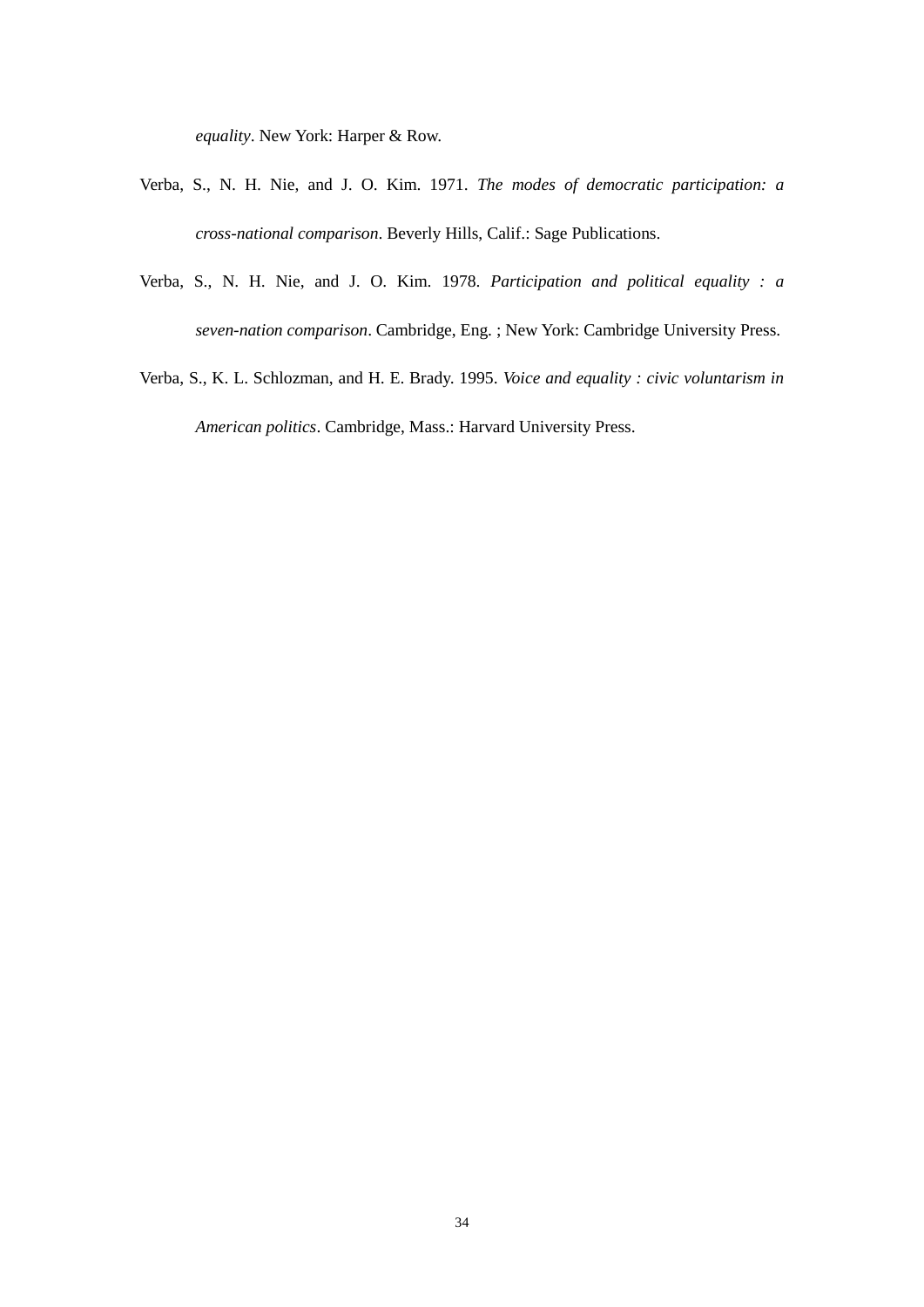*equality*. New York: Harper & Row.

Verba, S., N. H. Nie, and J. O. Kim. 1971. *The modes of democratic participation: a cross-national comparison*. Beverly Hills, Calif.: Sage Publications.

Verba, S., N. H. Nie, and J. O. Kim. 1978. *Participation and political equality : a seven-nation comparison*. Cambridge, Eng. ; New York: Cambridge University Press.

Verba, S., K. L. Schlozman, and H. E. Brady. 1995. *Voice and equality : civic voluntarism in American politics*. Cambridge, Mass.: Harvard University Press.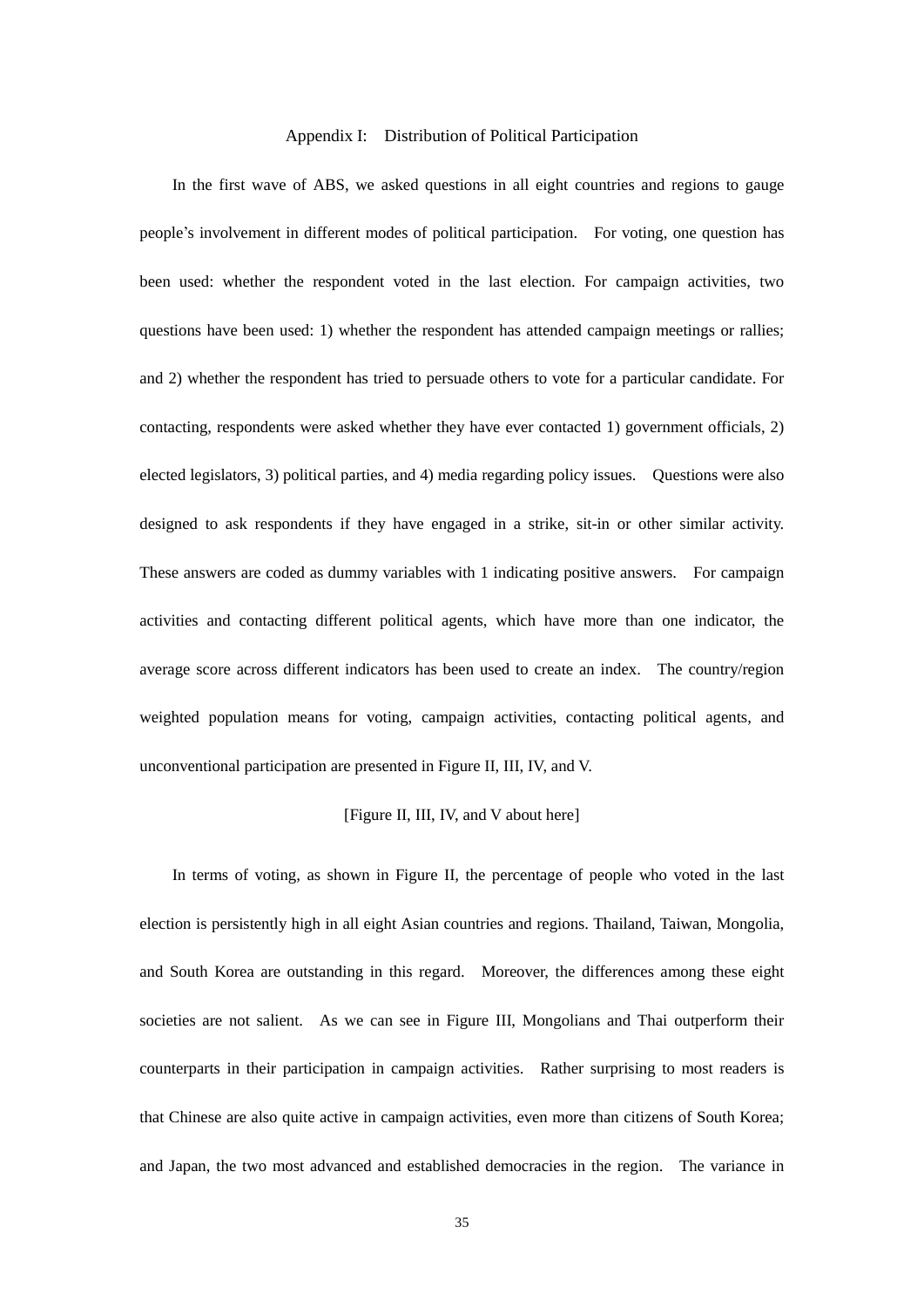## Appendix I: Distribution of Political Participation

In the first wave of ABS, we asked questions in all eight countries and regions to gauge people's involvement in different modes of political participation. For voting, one question has been used: whether the respondent voted in the last election. For campaign activities, two questions have been used: 1) whether the respondent has attended campaign meetings or rallies; and 2) whether the respondent has tried to persuade others to vote for a particular candidate. For contacting, respondents were asked whether they have ever contacted 1) government officials, 2) elected legislators, 3) political parties, and 4) media regarding policy issues. Questions were also designed to ask respondents if they have engaged in a strike, sit-in or other similar activity. These answers are coded as dummy variables with 1 indicating positive answers. For campaign activities and contacting different political agents, which have more than one indicator, the average score across different indicators has been used to create an index. The country/region weighted population means for voting, campaign activities, contacting political agents, and unconventional participation are presented in Figure II, III, IV, and V.

[Figure II, III, IV, and V about here]

In terms of voting, as shown in Figure II, the percentage of people who voted in the last election is persistently high in all eight Asian countries and regions. Thailand, Taiwan, Mongolia, and South Korea are outstanding in this regard. Moreover, the differences among these eight societies are not salient. As we can see in Figure III, Mongolians and Thai outperform their counterparts in their participation in campaign activities. Rather surprising to most readers is that Chinese are also quite active in campaign activities, even more than citizens of South Korea; and Japan, the two most advanced and established democracies in the region. The variance in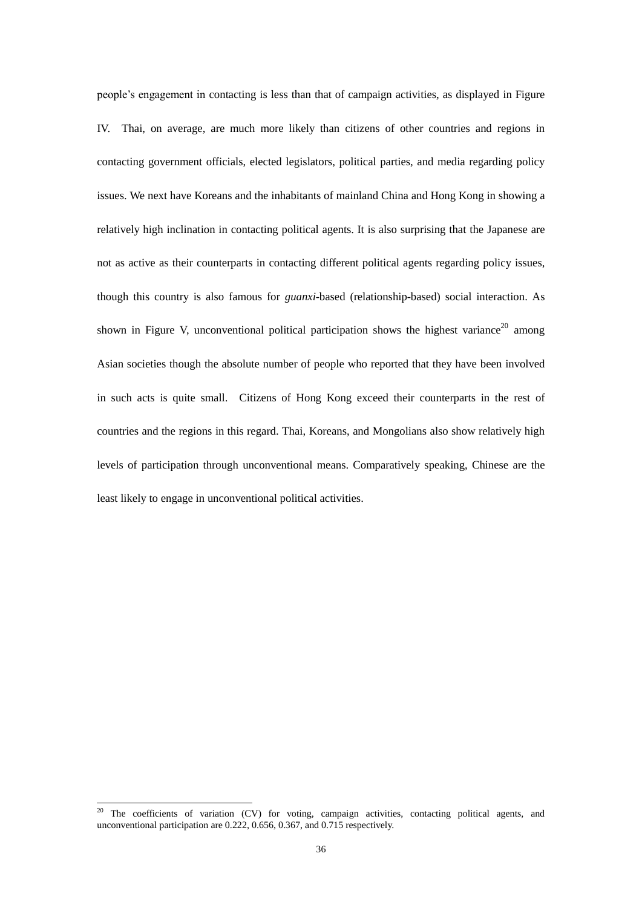people's engagement in contacting is less than that of campaign activities, as displayed in Figure IV. Thai, on average, are much more likely than citizens of other countries and regions in contacting government officials, elected legislators, political parties, and media regarding policy issues. We next have Koreans and the inhabitants of mainland China and Hong Kong in showing a relatively high inclination in contacting political agents. It is also surprising that the Japanese are not as active as their counterparts in contacting different political agents regarding policy issues, though this country is also famous for *guanxi*-based (relationship-based) social interaction. As shown in Figure V, unconventional political participation shows the highest variance[20] among Asian societies though the absolute number of people who reported that they have been involved in such acts is quite small. Citizens of Hong Kong exceed their counterparts in the rest of countries and the regions in this regard. Thai, Koreans, and Mongolians also show relatively high levels of participation through unconventional means. Comparatively speaking, Chinese are the least likely to engage in unconventional political activities.

---

[20] The coefficients of variation (CV) for voting, campaign activities, contacting political agents, and unconventional participation are 0.222, 0.656, 0.367, and 0.715 respectively.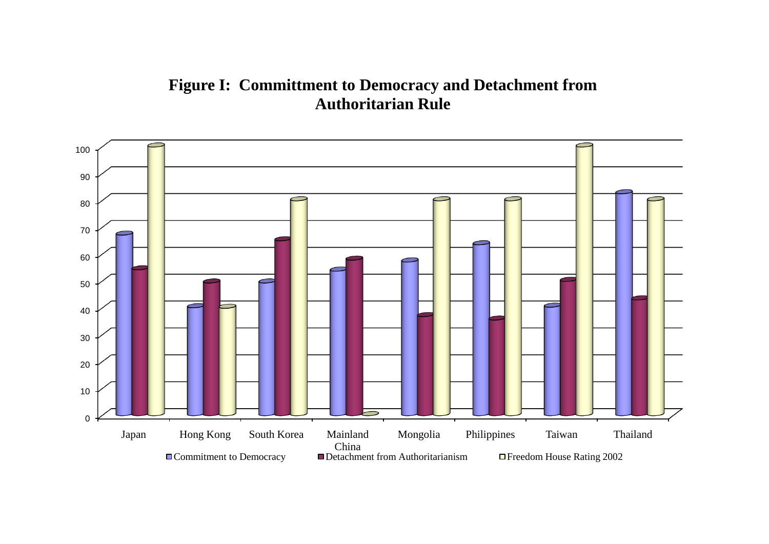# Figure I: Committment to Democracy and Detachment from Authoritarian Rule

100
90
80
70
60
50
40
30
20
10
0

Japan | Hong Kong | South Korea | Mainland China | Mongolia | Philippines | Taiwan | Thailand

Commitment to Democracy | Detachment from Authoritarianism | Freedom House Rating 2002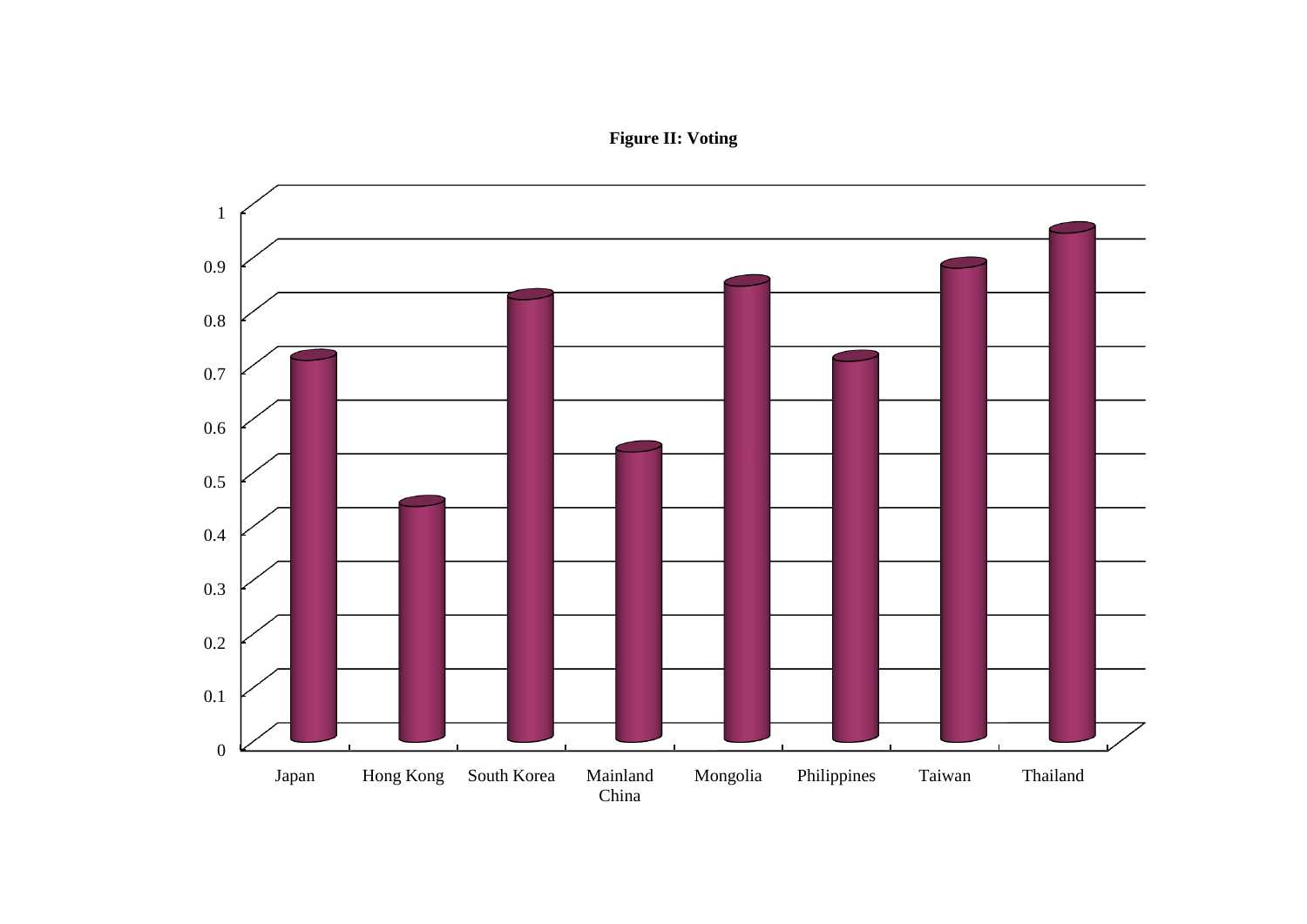**Figure II: Voting**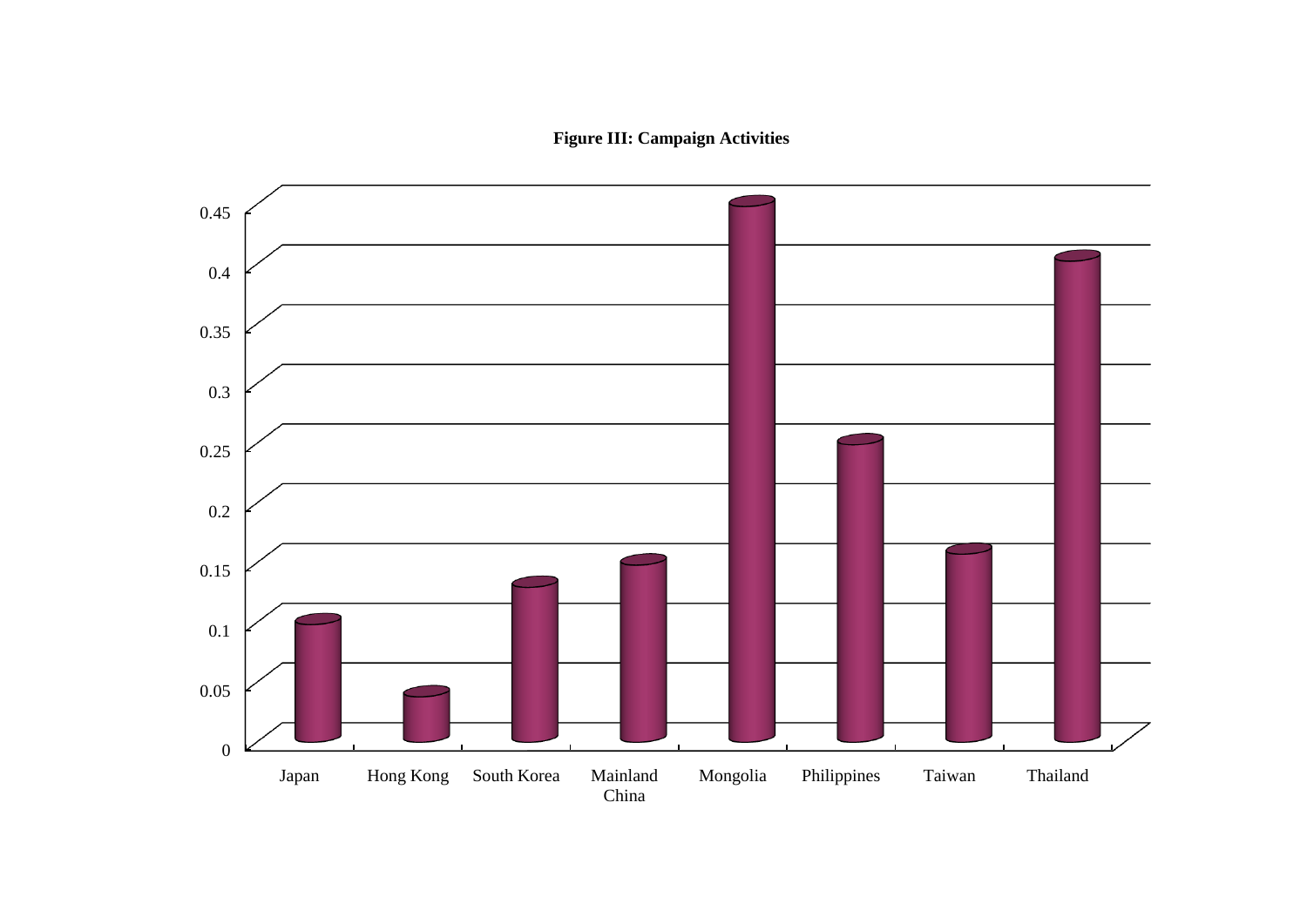**Figure III: Campaign Activities**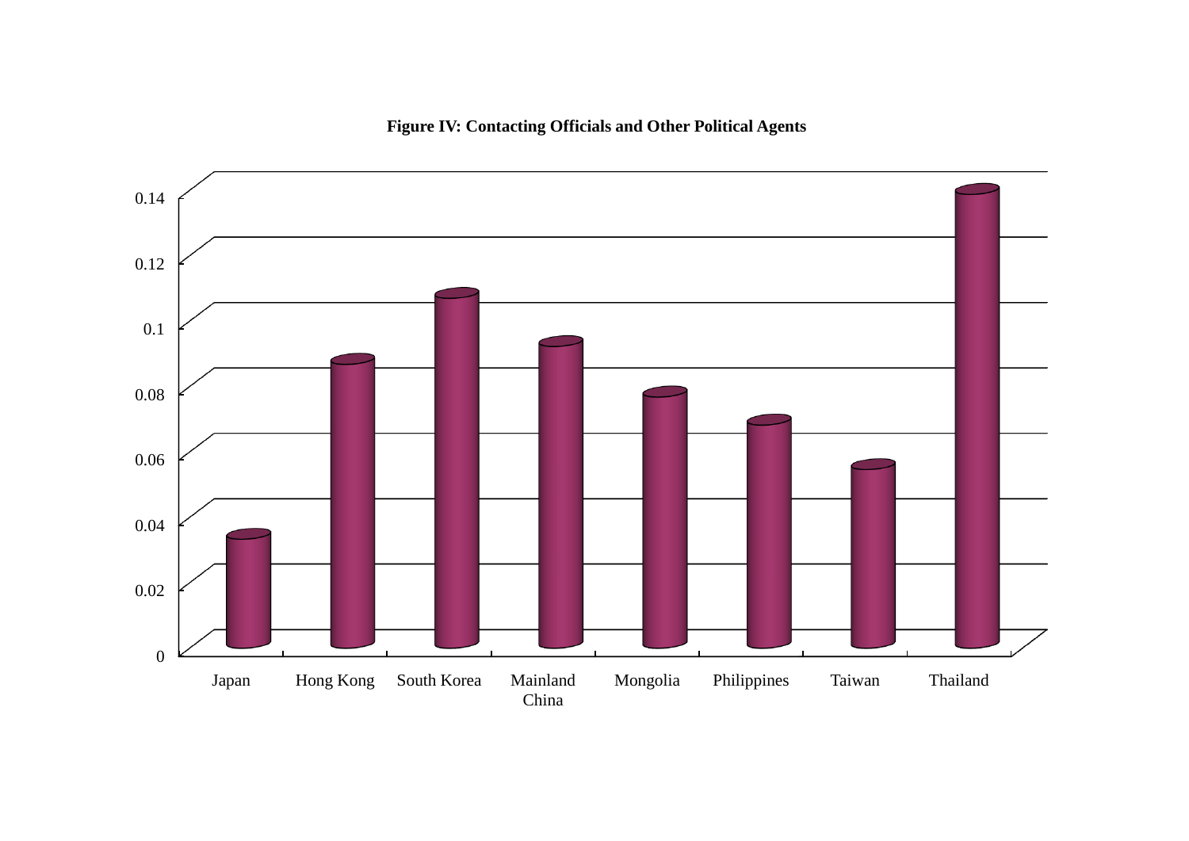**Figure IV: Contacting Officials and Other Political Agents**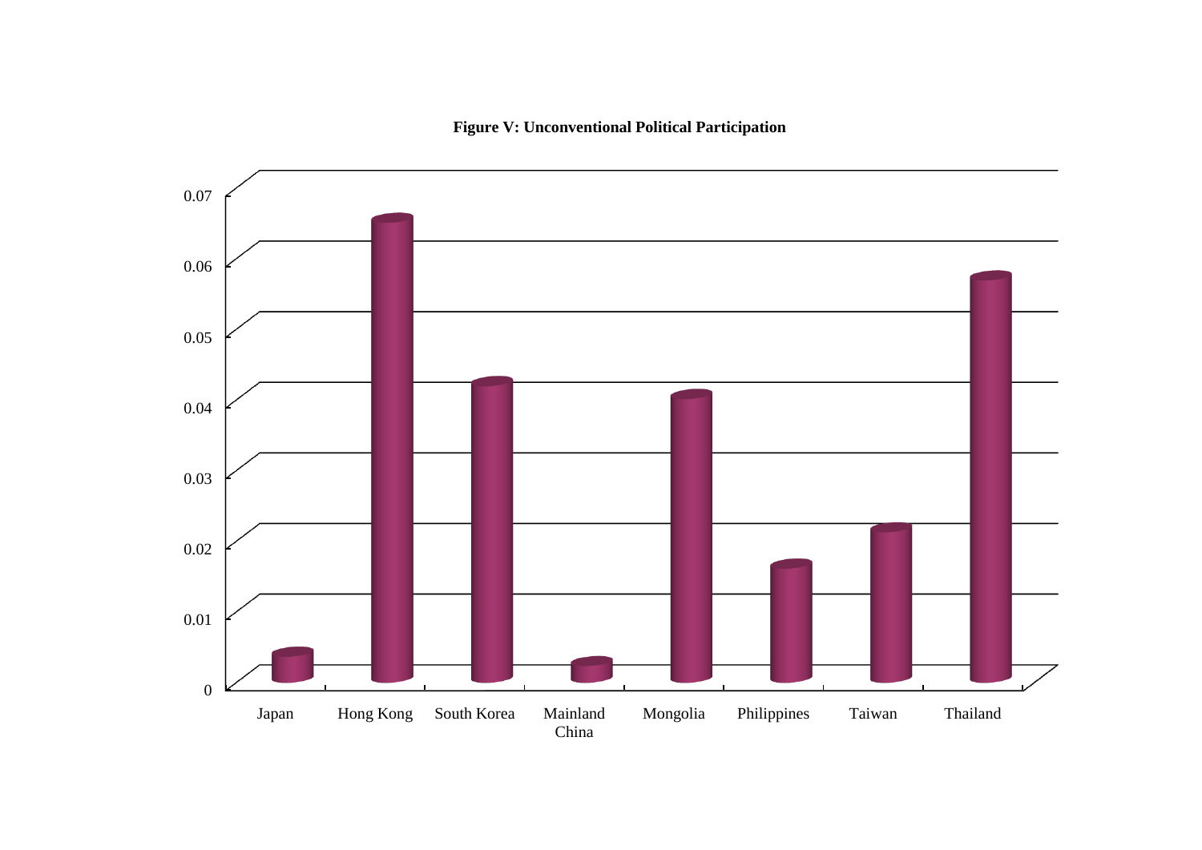**Figure V: Unconventional Political Participation**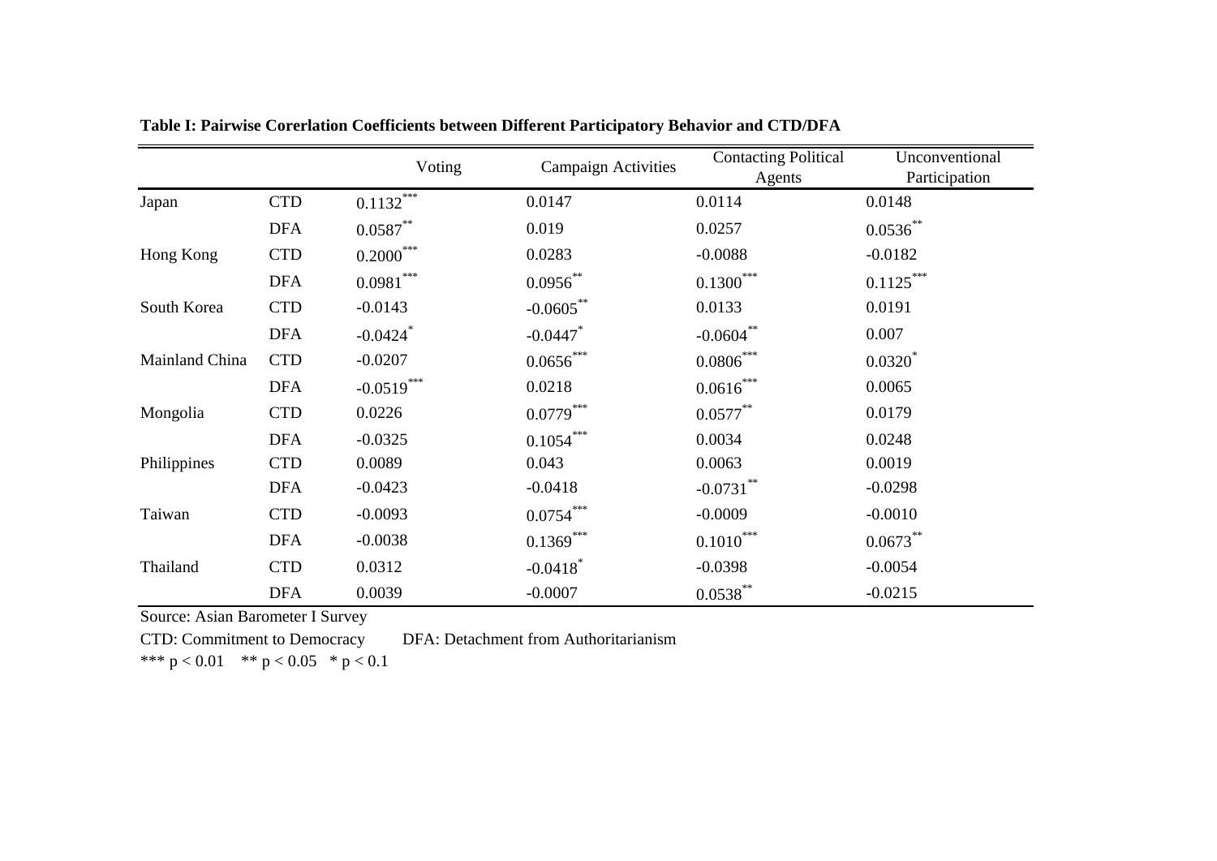**Table I: Pairwise Corerlation Coefficients between Different Participatory Behavior and CTD/DFA**

| | | Voting | Campaign Activities | Contacting Political Agents | Unconventional Participation |
|---|---|---|---|---|---|
| Japan | CTD | $0.1132^{***}$ | 0.0147 | 0.0114 | 0.0148 |
| | DFA | $0.0587^{**}$ | 0.019 | 0.0257 | $0.0536^{**}$ |
| Hong Kong | CTD | $0.2000^{***}$ | 0.0283 | -0.0088 | -0.0182 |
| | DFA | $0.0981^{***}$ | $0.0956^{**}$ | $0.1300^{***}$ | $0.1125^{***}$ |
| South Korea | CTD | -0.0143 | $-0.0605^{**}$ | 0.0133 | 0.0191 |
| | DFA | $-0.0424^{*}$ | $-0.0447^{*}$ | $-0.0604^{**}$ | 0.007 |
| Mainland China | CTD | -0.0207 | $0.0656^{***}$ | $0.0806^{***}$ | $0.0320^{*}$ |
| | DFA | $-0.0519^{***}$ | 0.0218 | $0.0616^{***}$ | 0.0065 |
| Mongolia | CTD | 0.0226 | $0.0779^{***}$ | $0.0577^{**}$ | 0.0179 |
| | DFA | -0.0325 | $0.1054^{***}$ | 0.0034 | 0.0248 |
| Philippines | CTD | 0.0089 | 0.043 | 0.0063 | 0.0019 |
| | DFA | -0.0423 | -0.0418 | $-0.0731^{**}$ | -0.0298 |
| Taiwan | CTD | -0.0093 | $0.0754^{***}$ | -0.0009 | -0.0010 |
| | DFA | -0.0038 | $0.1369^{***}$ | $0.1010^{***}$ | $0.0673^{**}$ |
| Thailand | CTD | 0.0312 | $-0.0418^{*}$ | -0.0398 | -0.0054 |
| | DFA | 0.0039 | -0.0007 | $0.0538^{**}$ | -0.0215 |

Source: Asian Barometer I Survey

CTD: Commitment to Democracy DFA: Detachment from Authoritarianism

*** $p < 0.01$ ** $p < 0.05$ * $p < 0.1$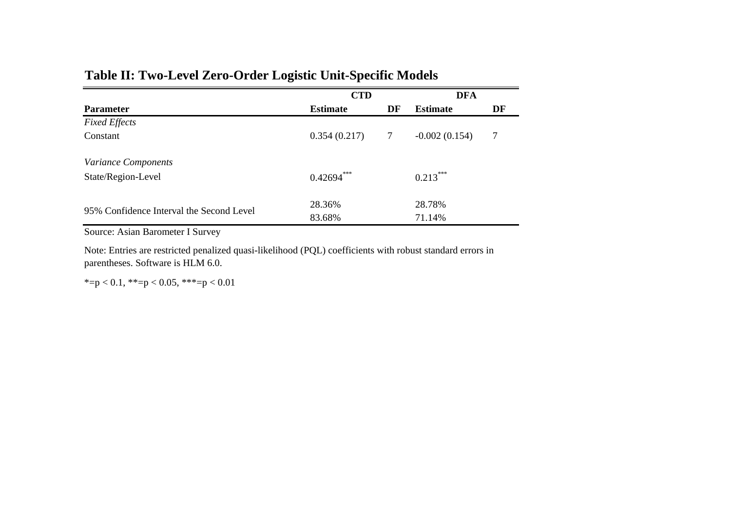## Table II: Two-Level Zero-Order Logistic Unit-Specific Models

| | CTD | | DFA | |
|---|---|---|---|---|
| **Parameter** | **Estimate** | **DF** | **Estimate** | **DF** |
| *Fixed Effects* | | | | |
| Constant | 0.354 (0.217) | 7 | -0.002 (0.154) | 7 |
| *Variance Components* | | | | |
| State/Region-Level | 0.42694*** | | 0.213*** | |
| 95% Confidence Interval the Second Level | 28.36% | | 28.78% | |
| | 83.68% | | 71.14% | |

Source: Asian Barometer I Survey

Note: Entries are restricted penalized quasi-likelihood (PQL) coefficients with robust standard errors in parentheses. Software is HLM 6.0.

*= $p < 0.1$, **= $p < 0.05$, ***= $p < 0.01$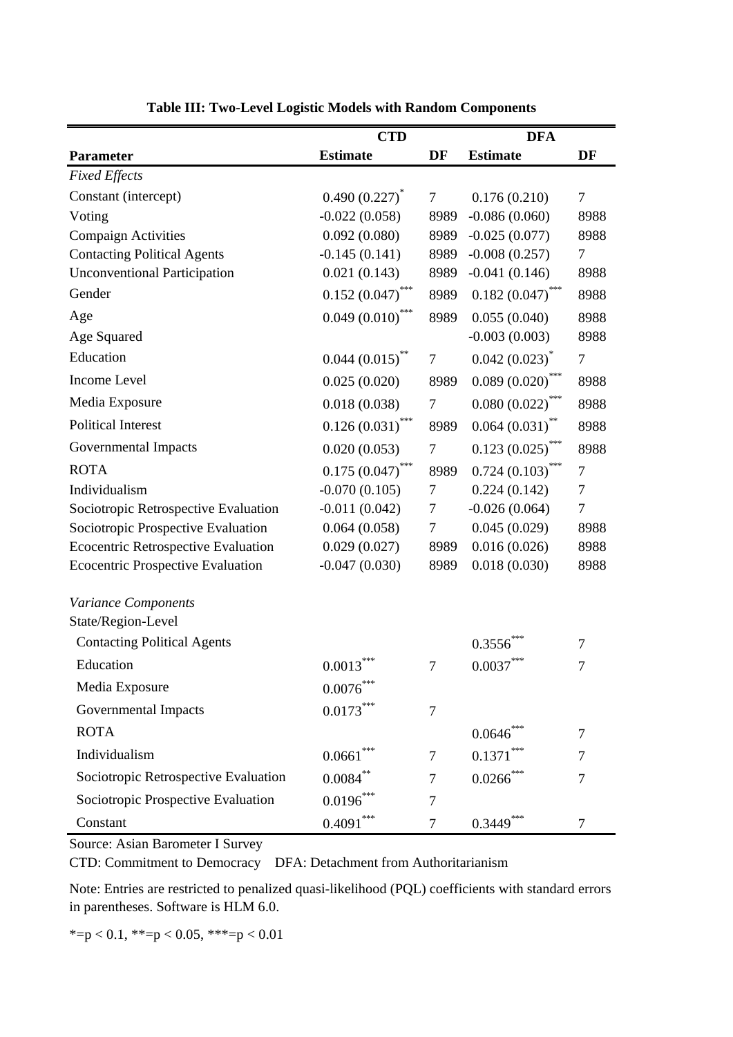**Table III: Two-Level Logistic Models with Random Components**

| | CTD | | DFA | |
|---|---|---|---|---|
| **Parameter** | **Estimate** | **DF** | **Estimate** | **DF** |
| *Fixed Effects* | | | | |
| Constant (intercept) | 0.490 (0.227)* | 7 | 0.176 (0.210) | 7 |
| Voting | -0.022 (0.058) | 8989 | -0.086 (0.060) | 8988 |
| Compaign Activities | 0.092 (0.080) | 8989 | -0.025 (0.077) | 8988 |
| Contacting Political Agents | -0.145 (0.141) | 8989 | -0.008 (0.257) | 7 |
| Unconventional Participation | 0.021 (0.143) | 8989 | -0.041 (0.146) | 8988 |
| Gender | 0.152 (0.047)*** | 8989 | 0.182 (0.047)*** | 8988 |
| Age | 0.049 (0.010)*** | 8989 | 0.055 (0.040) | 8988 |
| Age Squared | | | -0.003 (0.003) | 8988 |
| Education | 0.044 (0.015)** | 7 | 0.042 (0.023)* | 7 |
| Income Level | 0.025 (0.020) | 8989 | 0.089 (0.020)*** | 8988 |
| Media Exposure | 0.018 (0.038) | 7 | 0.080 (0.022)*** | 8988 |
| Political Interest | 0.126 (0.031)*** | 8989 | 0.064 (0.031)** | 8988 |
| Governmental Impacts | 0.020 (0.053) | 7 | 0.123 (0.025)*** | 8988 |
| ROTA | 0.175 (0.047)*** | 8989 | 0.724 (0.103)*** | 7 |
| Individualism | -0.070 (0.105) | 7 | 0.224 (0.142) | 7 |
| Sociotropic Retrospective Evaluation | -0.011 (0.042) | 7 | -0.026 (0.064) | 7 |
| Sociotropic Prospective Evaluation | 0.064 (0.058) | 7 | 0.045 (0.029) | 8988 |
| Ecocentric Retrospective Evaluation | 0.029 (0.027) | 8989 | 0.016 (0.026) | 8988 |
| Ecocentric Prospective Evaluation | -0.047 (0.030) | 8989 | 0.018 (0.030) | 8988 |
| *Variance Components* | | | | |
| State/Region-Level | | | | |
| Contacting Political Agents | | | 0.3556*** | 7 |
| Education | 0.0013*** | 7 | 0.0037*** | 7 |
| Media Exposure | 0.0076*** | | | |
| Governmental Impacts | 0.0173*** | 7 | | |
| ROTA | | | 0.0646*** | 7 |
| Individualism | 0.0661*** | 7 | 0.1371*** | 7 |
| Sociotropic Retrospective Evaluation | 0.0084** | 7 | 0.0266*** | 7 |
| Sociotropic Prospective Evaluation | 0.0196*** | 7 | | |
| Constant | 0.4091*** | 7 | 0.3449*** | 7 |

Source: Asian Barometer I Survey

CTD: Commitment to Democracy  DFA: Detachment from Authoritarianism

Note: Entries are restricted to penalized quasi-likelihood (PQL) coefficients with standard errors in parentheses. Software is HLM 6.0.

*=p < 0.1, **=p < 0.05, ***=p < 0.01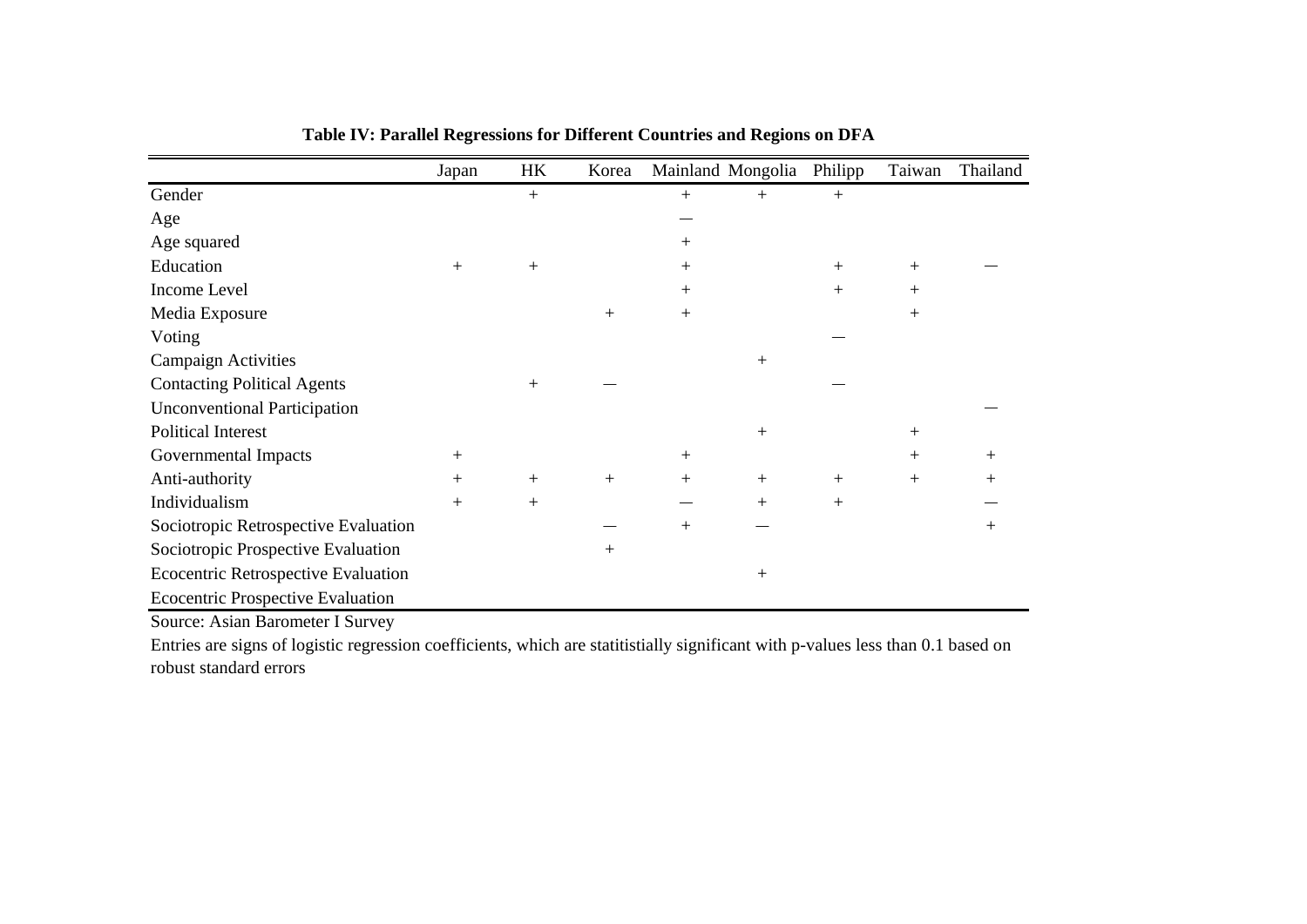**Table IV: Parallel Regressions for Different Countries and Regions on DFA**

| | Japan | HK | Korea | Mainland | Mongolia | Philipp | Taiwan | Thailand |
|---|---|---|---|---|---|---|---|---|
| Gender | | + | | + | + | + | | |
| Age | | | | — | | | | |
| Age squared | | | | + | | | | |
| Education | + | + | | + | | + | + | — |
| Income Level | | | | + | | + | + | |
| Media Exposure | | | + | + | | | + | |
| Voting | | | | | | — | | |
| Campaign Activities | | | | | + | | | |
| Contacting Political Agents | | + | — | | | — | | |
| Unconventional Participation | | | | | | | | — |
| Political Interest | | | | | + | | + | |
| Governmental Impacts | + | | | + | | | + | + |
| Anti-authority | + | + | + | + | + | + | + | + |
| Individualism | + | + | | — | + | + | | — |
| Sociotropic Retrospective Evaluation | | | — | + | — | | | + |
| Sociotropic Prospective Evaluation | | | + | | | | | |
| Ecocentric Retrospective Evaluation | | | | | + | | | |
| Ecocentric Prospective Evaluation | | | | | | | | |

Source: Asian Barometer I Survey

Entries are signs of logistic regression coefficients, which are statitistially significant with p-values less than 0.1 based on robust standard errors